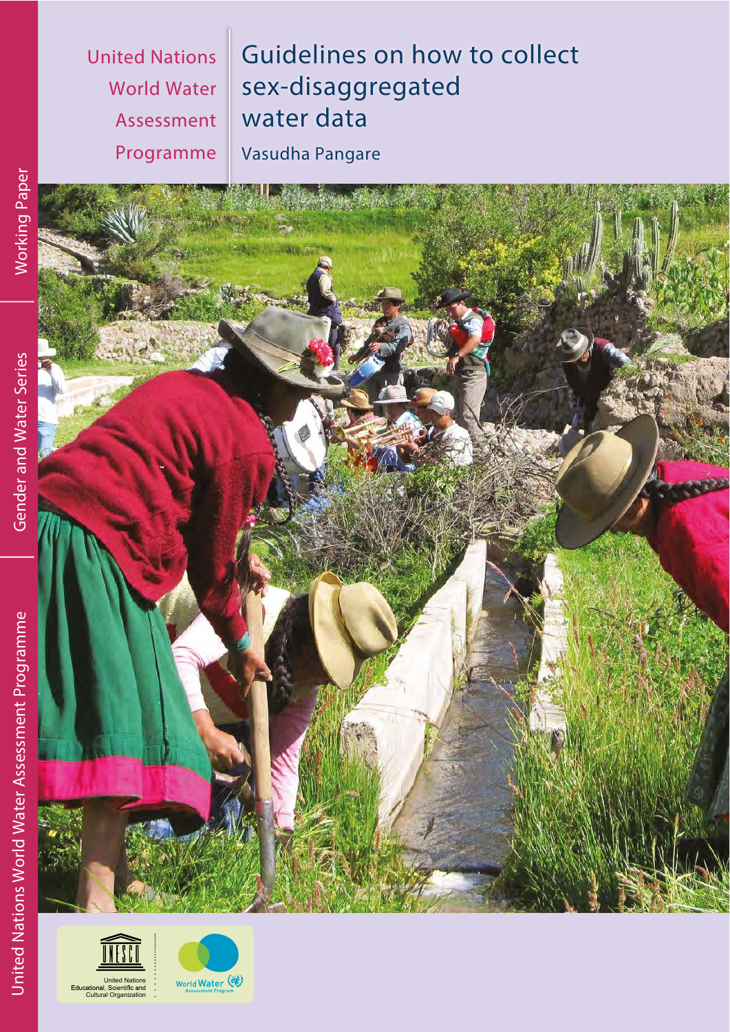United Nations World Water Assessment Programme

# Guidelines on how to collect sex-disaggregated water data

Vasudha Pangare

Working Paper

Gender and Water Series

United Nations World Water Assessment Programme

United Nations Educational, Scientific and Cultural Organization

World Water Assessment Programme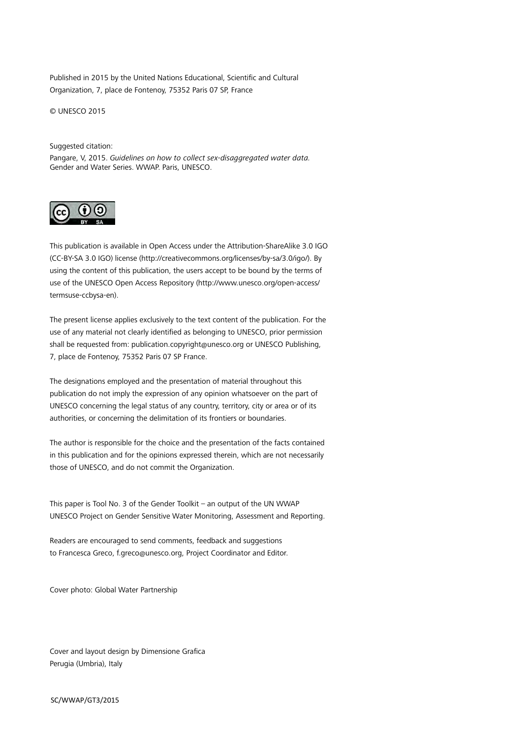Published in 2015 by the United Nations Educational, Scientific and Cultural Organization, 7, place de Fontenoy, 75352 Paris 07 SP, France

© UNESCO 2015

Suggested citation:
Pangare, V, 2015. *Guidelines on how to collect sex-disaggregated water data.* Gender and Water Series. WWAP. Paris, UNESCO.

This publication is available in Open Access under the Attribution-ShareAlike 3.0 IGO (CC-BY-SA 3.0 IGO) license (http://creativecommons.org/licenses/by-sa/3.0/igo/). By using the content of this publication, the users accept to be bound by the terms of use of the UNESCO Open Access Repository (http://www.unesco.org/open-access/termsuse-ccbysa-en).

The present license applies exclusively to the text content of the publication. For the use of any material not clearly identified as belonging to UNESCO, prior permission shall be requested from: publication.copyright@unesco.org or UNESCO Publishing, 7, place de Fontenoy, 75352 Paris 07 SP France.

The designations employed and the presentation of material throughout this publication do not imply the expression of any opinion whatsoever on the part of UNESCO concerning the legal status of any country, territory, city or area or of its authorities, or concerning the delimitation of its frontiers or boundaries.

The author is responsible for the choice and the presentation of the facts contained in this publication and for the opinions expressed therein, which are not necessarily those of UNESCO, and do not commit the Organization.

This paper is Tool No. 3 of the Gender Toolkit – an output of the UN WWAP UNESCO Project on Gender Sensitive Water Monitoring, Assessment and Reporting.

Readers are encouraged to send comments, feedback and suggestions to Francesca Greco, f.greco@unesco.org, Project Coordinator and Editor.

Cover photo: Global Water Partnership

Cover and layout design by Dimensione Grafica
Perugia (Umbria), Italy

SC/WWAP/GT3/2015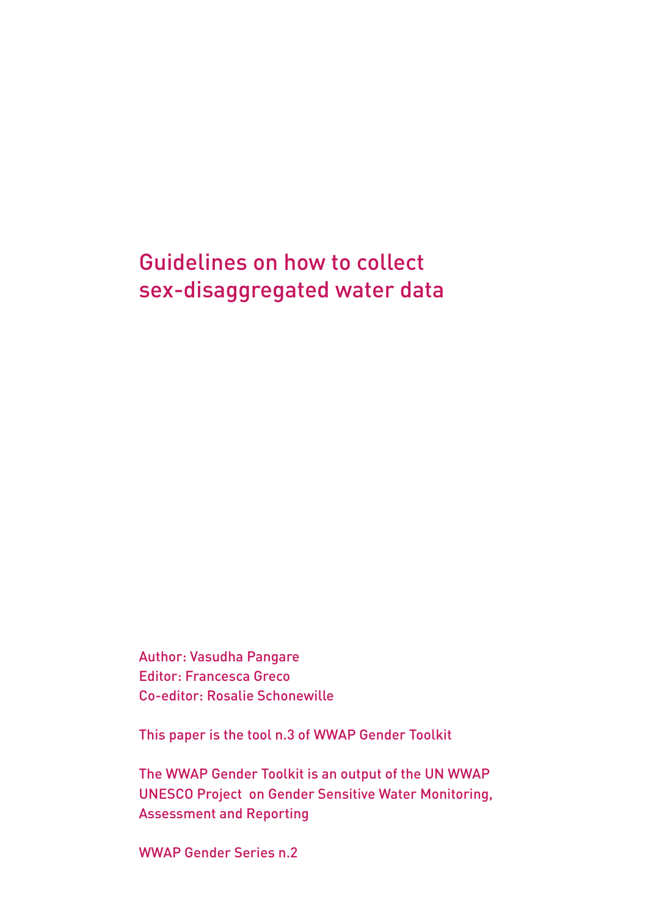# Guidelines on how to collect sex-disaggregated water data

Author: Vasudha Pangare
Editor: Francesca Greco
Co-editor: Rosalie Schonewille

This paper is the tool n.3 of WWAP Gender Toolkit

The WWAP Gender Toolkit is an output of the UN WWAP UNESCO Project on Gender Sensitive Water Monitoring, Assessment and Reporting

WWAP Gender Series n.2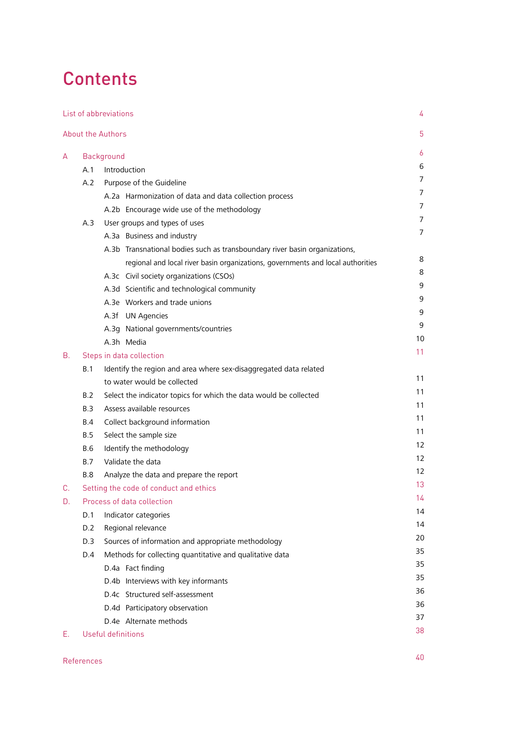# Contents

| | | | |
|---|---|---|---|
| List of abbreviations | | | 4 |
| About the Authors | | | 5 |
| A | Background | | 6 |
| | A.1 | Introduction | 6 |
| | A.2 | Purpose of the Guideline | 7 |
| | | A.2a Harmonization of data and data collection process | 7 |
| | | A.2b Encourage wide use of the methodology | 7 |
| | A.3 | User groups and types of uses | 7 |
| | | A.3a Business and industry | 7 |
| | | A.3b Transnational bodies such as transboundary river basin organizations, regional and local river basin organizations, governments and local authorities | 8 |
| | | A.3c Civil society organizations (CSOs) | 8 |
| | | A.3d Scientific and technological community | 9 |
| | | A.3e Workers and trade unions | 9 |
| | | A.3f UN Agencies | 9 |
| | | A.3g National governments/countries | 9 |
| | | A.3h Media | 10 |
| B. | Steps in data collection | | 11 |
| | B.1 | Identify the region and area where sex-disaggregated data related to water would be collected | 11 |
| | B.2 | Select the indicator topics for which the data would be collected | 11 |
| | B.3 | Assess available resources | 11 |
| | B.4 | Collect background information | 11 |
| | B.5 | Select the sample size | 11 |
| | B.6 | Identify the methodology | 12 |
| | B.7 | Validate the data | 12 |
| | B.8 | Analyze the data and prepare the report | 12 |
| C. | Setting the code of conduct and ethics | | 13 |
| D. | Process of data collection | | 14 |
| | D.1 | Indicator categories | 14 |
| | D.2 | Regional relevance | 14 |
| | D.3 | Sources of information and appropriate methodology | 20 |
| | D.4 | Methods for collecting quantitative and qualitative data | 35 |
| | | D.4a Fact finding | 35 |
| | | D.4b Interviews with key informants | 35 |
| | | D.4c Structured self-assessment | 36 |
| | | D.4d Participatory observation | 36 |
| | | D.4e Alternate methods | 37 |
| E. | Useful definitions | | 38 |
| References | | | 40 |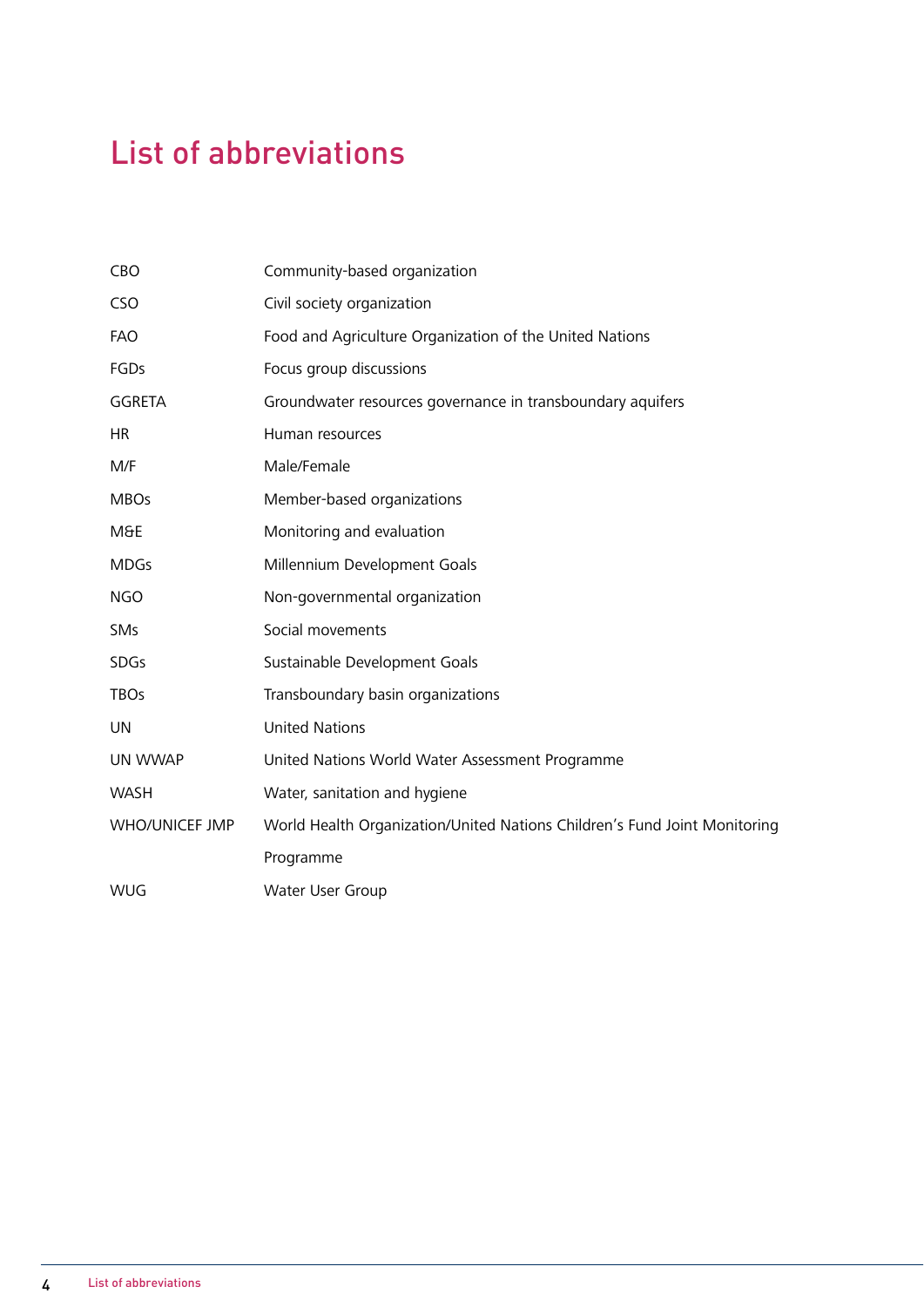# List of abbreviations

| | |
|---|---|
| CBO | Community-based organization |
| CSO | Civil society organization |
| FAO | Food and Agriculture Organization of the United Nations |
| FGDs | Focus group discussions |
| GGRETA | Groundwater resources governance in transboundary aquifers |
| HR | Human resources |
| M/F | Male/Female |
| MBOs | Member-based organizations |
| M&E | Monitoring and evaluation |
| MDGs | Millennium Development Goals |
| NGO | Non-governmental organization |
| SMs | Social movements |
| SDGs | Sustainable Development Goals |
| TBOs | Transboundary basin organizations |
| UN | United Nations |
| UN WWAP | United Nations World Water Assessment Programme |
| WASH | Water, sanitation and hygiene |
| WHO/UNICEF JMP | World Health Organization/United Nations Children's Fund Joint Monitoring Programme |
| WUG | Water User Group |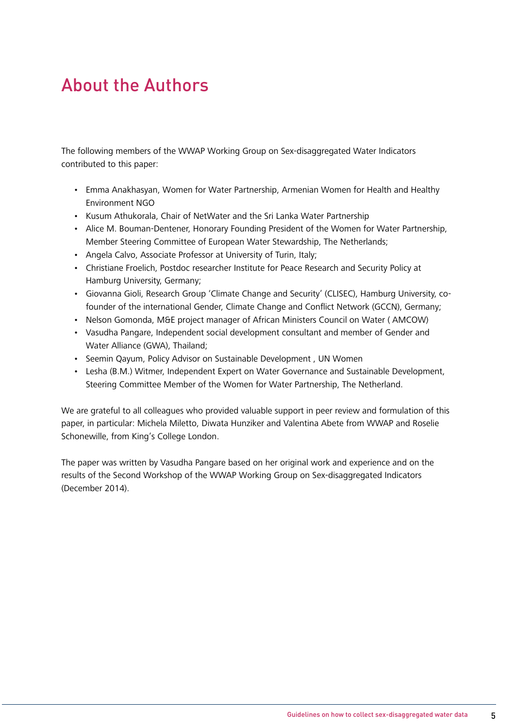# About the Authors

The following members of the WWAP Working Group on Sex-disaggregated Water Indicators contributed to this paper:

- Emma Anakhasyan, Women for Water Partnership, Armenian Women for Health and Healthy Environment NGO
- Kusum Athukorala, Chair of NetWater and the Sri Lanka Water Partnership
- Alice M. Bouman-Dentener, Honorary Founding President of the Women for Water Partnership, Member Steering Committee of European Water Stewardship, The Netherlands;
- Angela Calvo, Associate Professor at University of Turin, Italy;
- Christiane Froelich, Postdoc researcher Institute for Peace Research and Security Policy at Hamburg University, Germany;
- Giovanna Gioli, Research Group 'Climate Change and Security' (CLISEC), Hamburg University, co-founder of the international Gender, Climate Change and Conflict Network (GCCN), Germany;
- Nelson Gomonda, M&E project manager of African Ministers Council on Water ( AMCOW)
- Vasudha Pangare, Independent social development consultant and member of Gender and Water Alliance (GWA), Thailand;
- Seemin Qayum, Policy Advisor on Sustainable Development , UN Women
- Lesha (B.M.) Witmer, Independent Expert on Water Governance and Sustainable Development, Steering Committee Member of the Women for Water Partnership, The Netherland.

We are grateful to all colleagues who provided valuable support in peer review and formulation of this paper, in particular: Michela Miletto, Diwata Hunziker and Valentina Abete from WWAP and Roselie Schonewille, from King's College London.

The paper was written by Vasudha Pangare based on her original work and experience and on the results of the Second Workshop of the WWAP Working Group on Sex-disaggregated Indicators (December 2014).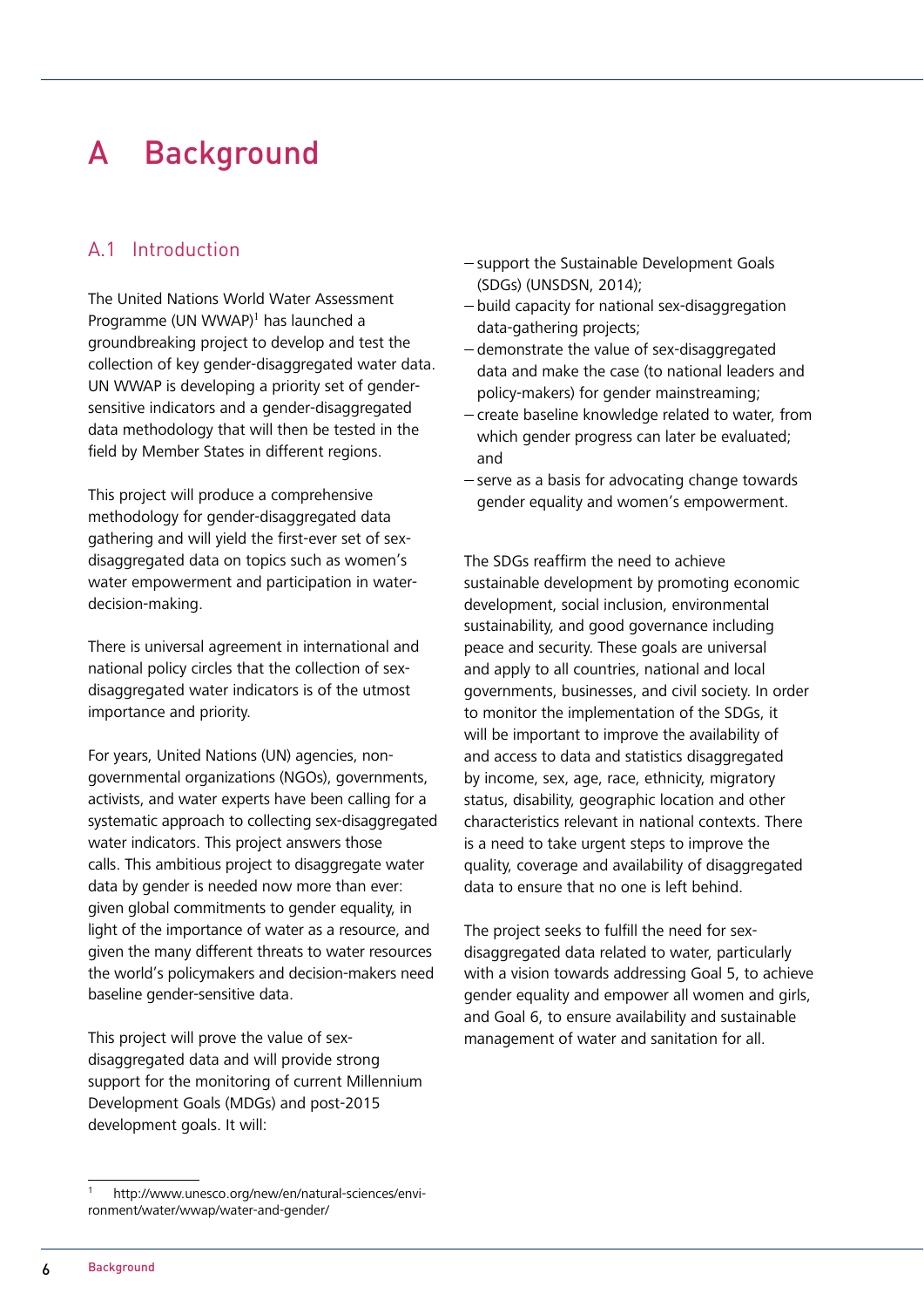# A Background

## A.1 Introduction

The United Nations World Water Assessment Programme (UN WWAP)[1] has launched a groundbreaking project to develop and test the collection of key gender-disaggregated water data. UN WWAP is developing a priority set of gender-sensitive indicators and a gender-disaggregated data methodology that will then be tested in the field by Member States in different regions.

This project will produce a comprehensive methodology for gender-disaggregated data gathering and will yield the first-ever set of sex-disaggregated data on topics such as women's water empowerment and participation in water-decision-making.

There is universal agreement in international and national policy circles that the collection of sex-disaggregated water indicators is of the utmost importance and priority.

For years, United Nations (UN) agencies, non-governmental organizations (NGOs), governments, activists, and water experts have been calling for a systematic approach to collecting sex-disaggregated water indicators. This project answers those calls. This ambitious project to disaggregate water data by gender is needed now more than ever: given global commitments to gender equality, in light of the importance of water as a resource, and given the many different threats to water resources the world's policymakers and decision-makers need baseline gender-sensitive data.

This project will prove the value of sex-disaggregated data and will provide strong support for the monitoring of current Millennium Development Goals (MDGs) and post-2015 development goals. It will:

- support the Sustainable Development Goals (SDGs) (UNSDSN, 2014);
- build capacity for national sex-disaggregation data-gathering projects;
- demonstrate the value of sex-disaggregated data and make the case (to national leaders and policy-makers) for gender mainstreaming;
- create baseline knowledge related to water, from which gender progress can later be evaluated; and
- serve as a basis for advocating change towards gender equality and women's empowerment.

The SDGs reaffirm the need to achieve sustainable development by promoting economic development, social inclusion, environmental sustainability, and good governance including peace and security. These goals are universal and apply to all countries, national and local governments, businesses, and civil society. In order to monitor the implementation of the SDGs, it will be important to improve the availability of and access to data and statistics disaggregated by income, sex, age, race, ethnicity, migratory status, disability, geographic location and other characteristics relevant in national contexts. There is a need to take urgent steps to improve the quality, coverage and availability of disaggregated data to ensure that no one is left behind.

The project seeks to fulfill the need for sex-disaggregated data related to water, particularly with a vision towards addressing Goal 5, to achieve gender equality and empower all women and girls, and Goal 6, to ensure availability and sustainable management of water and sanitation for all.

---

[1] http://www.unesco.org/new/en/natural-sciences/environment/water/wwap/water-and-gender/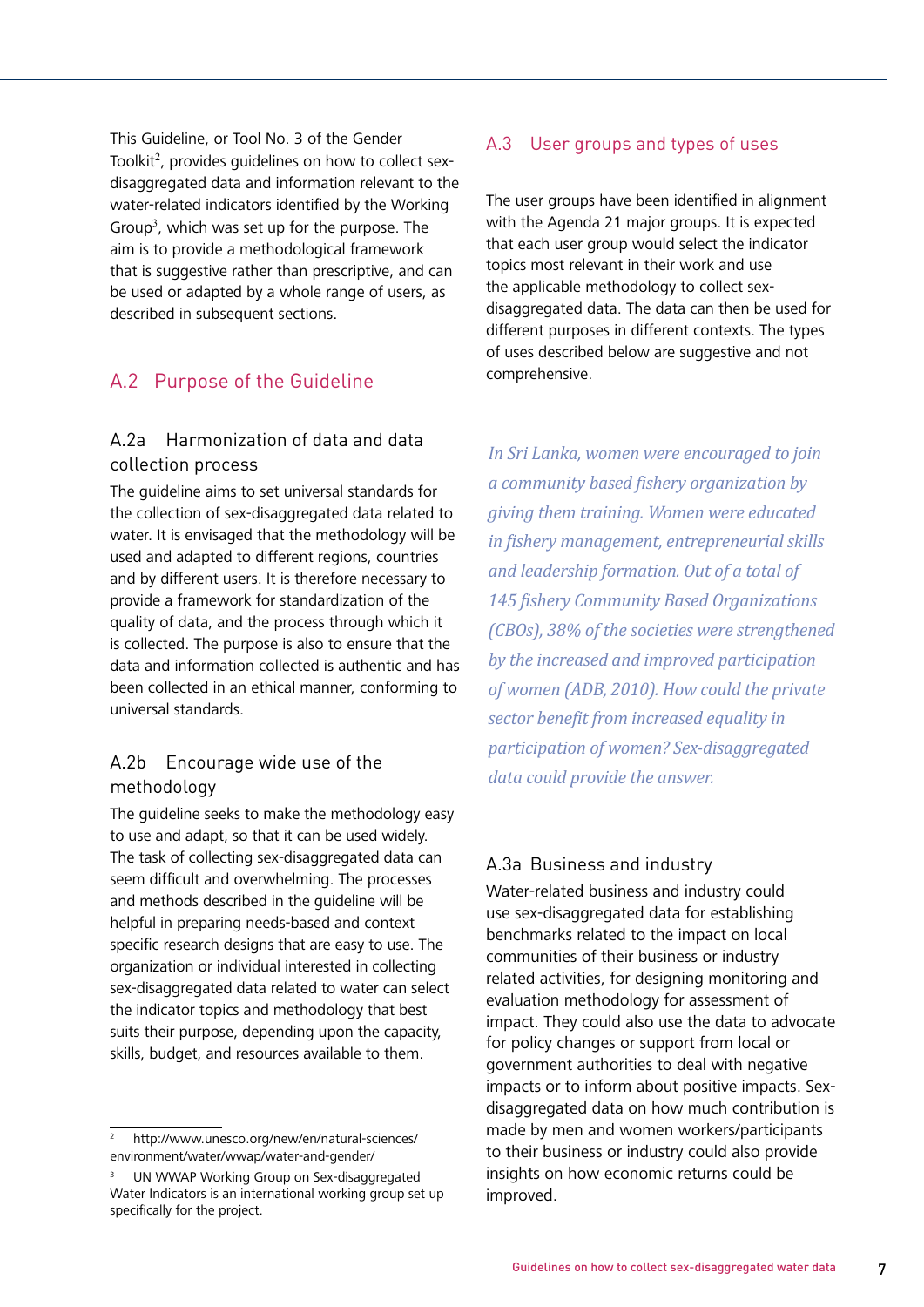This Guideline, or Tool No. 3 of the Gender Toolkit[2], provides guidelines on how to collect sex-disaggregated data and information relevant to the water-related indicators identified by the Working Group[3], which was set up for the purpose. The aim is to provide a methodological framework that is suggestive rather than prescriptive, and can be used or adapted by a whole range of users, as described in subsequent sections.

## A.2 Purpose of the Guideline

### A.2a Harmonization of data and data collection process

The guideline aims to set universal standards for the collection of sex-disaggregated data related to water. It is envisaged that the methodology will be used and adapted to different regions, countries and by different users. It is therefore necessary to provide a framework for standardization of the quality of data, and the process through which it is collected. The purpose is also to ensure that the data and information collected is authentic and has been collected in an ethical manner, conforming to universal standards.

### A.2b Encourage wide use of the methodology

The guideline seeks to make the methodology easy to use and adapt, so that it can be used widely. The task of collecting sex-disaggregated data can seem difficult and overwhelming. The processes and methods described in the guideline will be helpful in preparing needs-based and context specific research designs that are easy to use. The organization or individual interested in collecting sex-disaggregated data related to water can select the indicator topics and methodology that best suits their purpose, depending upon the capacity, skills, budget, and resources available to them.

[2] http://www.unesco.org/new/en/natural-sciences/environment/water/wwap/water-and-gender/

[3] UN WWAP Working Group on Sex-disaggregated Water Indicators is an international working group set up specifically for the project.

## A.3 User groups and types of uses

The user groups have been identified in alignment with the Agenda 21 major groups. It is expected that each user group would select the indicator topics most relevant in their work and use the applicable methodology to collect sex-disaggregated data. The data can then be used for different purposes in different contexts. The types of uses described below are suggestive and not comprehensive.

*In Sri Lanka, women were encouraged to join a community based fishery organization by giving them training. Women were educated in fishery management, entrepreneurial skills and leadership formation. Out of a total of 145 fishery Community Based Organizations (CBOs), 38% of the societies were strengthened by the increased and improved participation of women (ADB, 2010). How could the private sector benefit from increased equality in participation of women? Sex-disaggregated data could provide the answer.*

### A.3a Business and industry

Water-related business and industry could use sex-disaggregated data for establishing benchmarks related to the impact on local communities of their business or industry related activities, for designing monitoring and evaluation methodology for assessment of impact. They could also use the data to advocate for policy changes or support from local or government authorities to deal with negative impacts or to inform about positive impacts. Sex-disaggregated data on how much contribution is made by men and women workers/participants to their business or industry could also provide insights on how economic returns could be improved.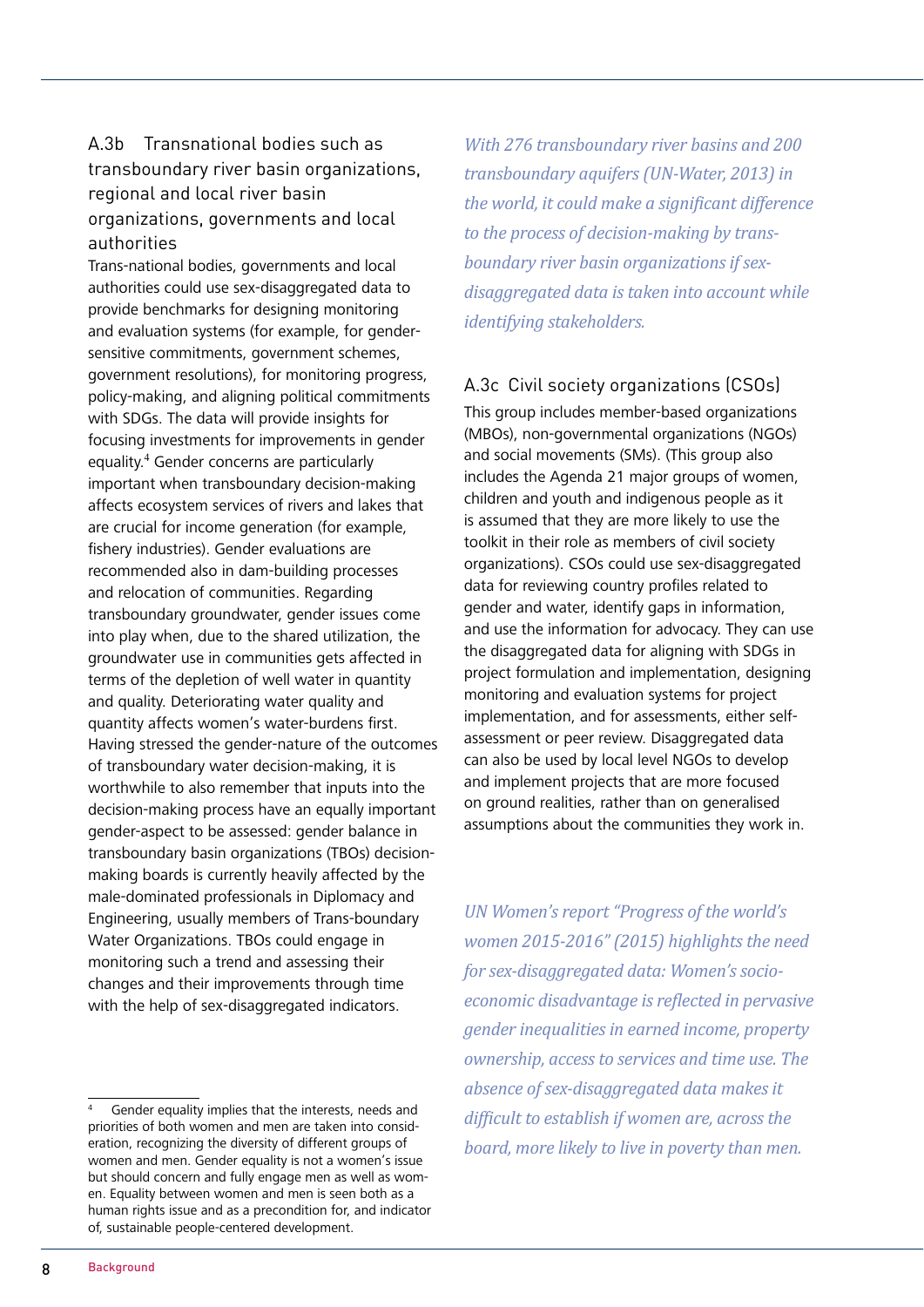### A.3b Transnational bodies such as transboundary river basin organizations, regional and local river basin organizations, governments and local authorities

Trans-national bodies, governments and local authorities could use sex-disaggregated data to provide benchmarks for designing monitoring and evaluation systems (for example, for gender-sensitive commitments, government schemes, government resolutions), for monitoring progress, policy-making, and aligning political commitments with SDGs. The data will provide insights for focusing investments for improvements in gender equality.[4] Gender concerns are particularly important when transboundary decision-making affects ecosystem services of rivers and lakes that are crucial for income generation (for example, fishery industries). Gender evaluations are recommended also in dam-building processes and relocation of communities. Regarding transboundary groundwater, gender issues come into play when, due to the shared utilization, the groundwater use in communities gets affected in terms of the depletion of well water in quantity and quality. Deteriorating water quality and quantity affects women's water-burdens first. Having stressed the gender-nature of the outcomes of transboundary water decision-making, it is worthwhile to also remember that inputs into the decision-making process have an equally important gender-aspect to be assessed: gender balance in transboundary basin organizations (TBOs) decision-making boards is currently heavily affected by the male-dominated professionals in Diplomacy and Engineering, usually members of Trans-boundary Water Organizations. TBOs could engage in monitoring such a trend and assessing their changes and their improvements through time with the help of sex-disaggregated indicators.

*With 276 transboundary river basins and 200 transboundary aquifers (UN-Water, 2013) in the world, it could make a significant difference to the process of decision-making by trans-boundary river basin organizations if sex-disaggregated data is taken into account while identifying stakeholders.*

### A.3c Civil society organizations (CSOs)

This group includes member-based organizations (MBOs), non-governmental organizations (NGOs) and social movements (SMs). (This group also includes the Agenda 21 major groups of women, children and youth and indigenous people as it is assumed that they are more likely to use the toolkit in their role as members of civil society organizations). CSOs could use sex-disaggregated data for reviewing country profiles related to gender and water, identify gaps in information, and use the information for advocacy. They can use the disaggregated data for aligning with SDGs in project formulation and implementation, designing monitoring and evaluation systems for project implementation, and for assessments, either self-assessment or peer review. Disaggregated data can also be used by local level NGOs to develop and implement projects that are more focused on ground realities, rather than on generalised assumptions about the communities they work in.

*UN Women's report "Progress of the world's women 2015-2016" (2015) highlights the need for sex-disaggregated data: Women's socio-economic disadvantage is reflected in pervasive gender inequalities in earned income, property ownership, access to services and time use. The absence of sex-disaggregated data makes it difficult to establish if women are, across the board, more likely to live in poverty than men.*

---

[4] Gender equality implies that the interests, needs and priorities of both women and men are taken into consideration, recognizing the diversity of different groups of women and men. Gender equality is not a women's issue but should concern and fully engage men as well as women. Equality between women and men is seen both as a human rights issue and as a precondition for, and indicator of, sustainable people-centered development.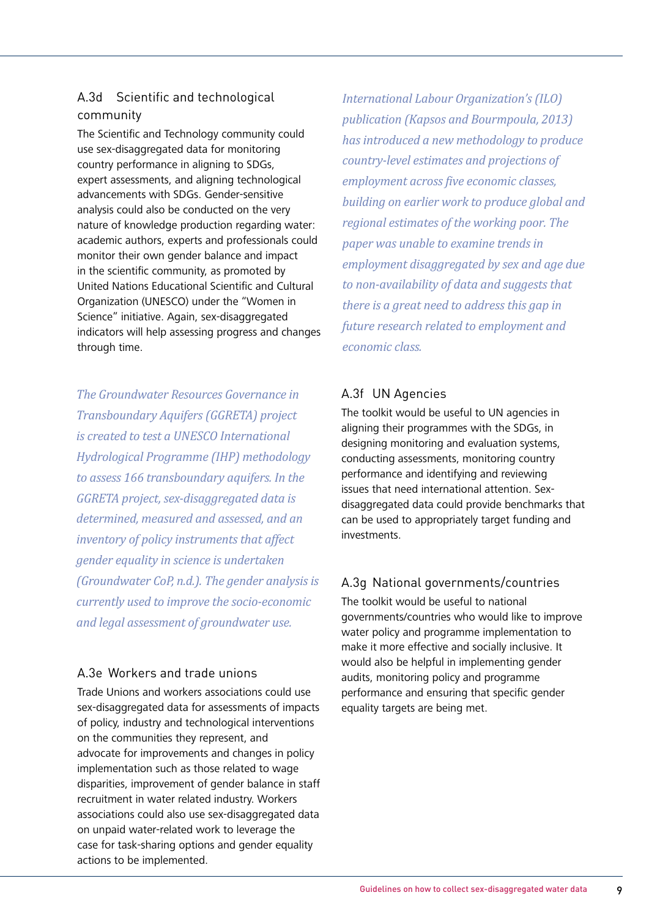### A.3d Scientific and technological community

The Scientific and Technology community could use sex-disaggregated data for monitoring country performance in aligning to SDGs, expert assessments, and aligning technological advancements with SDGs. Gender-sensitive analysis could also be conducted on the very nature of knowledge production regarding water: academic authors, experts and professionals could monitor their own gender balance and impact in the scientific community, as promoted by United Nations Educational Scientific and Cultural Organization (UNESCO) under the "Women in Science" initiative. Again, sex-disaggregated indicators will help assessing progress and changes through time.

*The Groundwater Resources Governance in Transboundary Aquifers (GGRETA) project is created to test a UNESCO International Hydrological Programme (IHP) methodology to assess 166 transboundary aquifers. In the GGRETA project, sex-disaggregated data is determined, measured and assessed, and an inventory of policy instruments that affect gender equality in science is undertaken (Groundwater CoP, n.d.). The gender analysis is currently used to improve the socio-economic and legal assessment of groundwater use.*

### A.3e Workers and trade unions

Trade Unions and workers associations could use sex-disaggregated data for assessments of impacts of policy, industry and technological interventions on the communities they represent, and advocate for improvements and changes in policy implementation such as those related to wage disparities, improvement of gender balance in staff recruitment in water related industry. Workers associations could also use sex-disaggregated data on unpaid water-related work to leverage the case for task-sharing options and gender equality actions to be implemented.

*International Labour Organization's (ILO) publication (Kapsos and Bourmpoula, 2013) has introduced a new methodology to produce country-level estimates and projections of employment across five economic classes, building on earlier work to produce global and regional estimates of the working poor. The paper was unable to examine trends in employment disaggregated by sex and age due to non-availability of data and suggests that there is a great need to address this gap in future research related to employment and economic class.*

### A.3f UN Agencies

The toolkit would be useful to UN agencies in aligning their programmes with the SDGs, in designing monitoring and evaluation systems, conducting assessments, monitoring country performance and identifying and reviewing issues that need international attention. Sex-disaggregated data could provide benchmarks that can be used to appropriately target funding and investments.

### A.3g National governments/countries

The toolkit would be useful to national governments/countries who would like to improve water policy and programme implementation to make it more effective and socially inclusive. It would also be helpful in implementing gender audits, monitoring policy and programme performance and ensuring that specific gender equality targets are being met.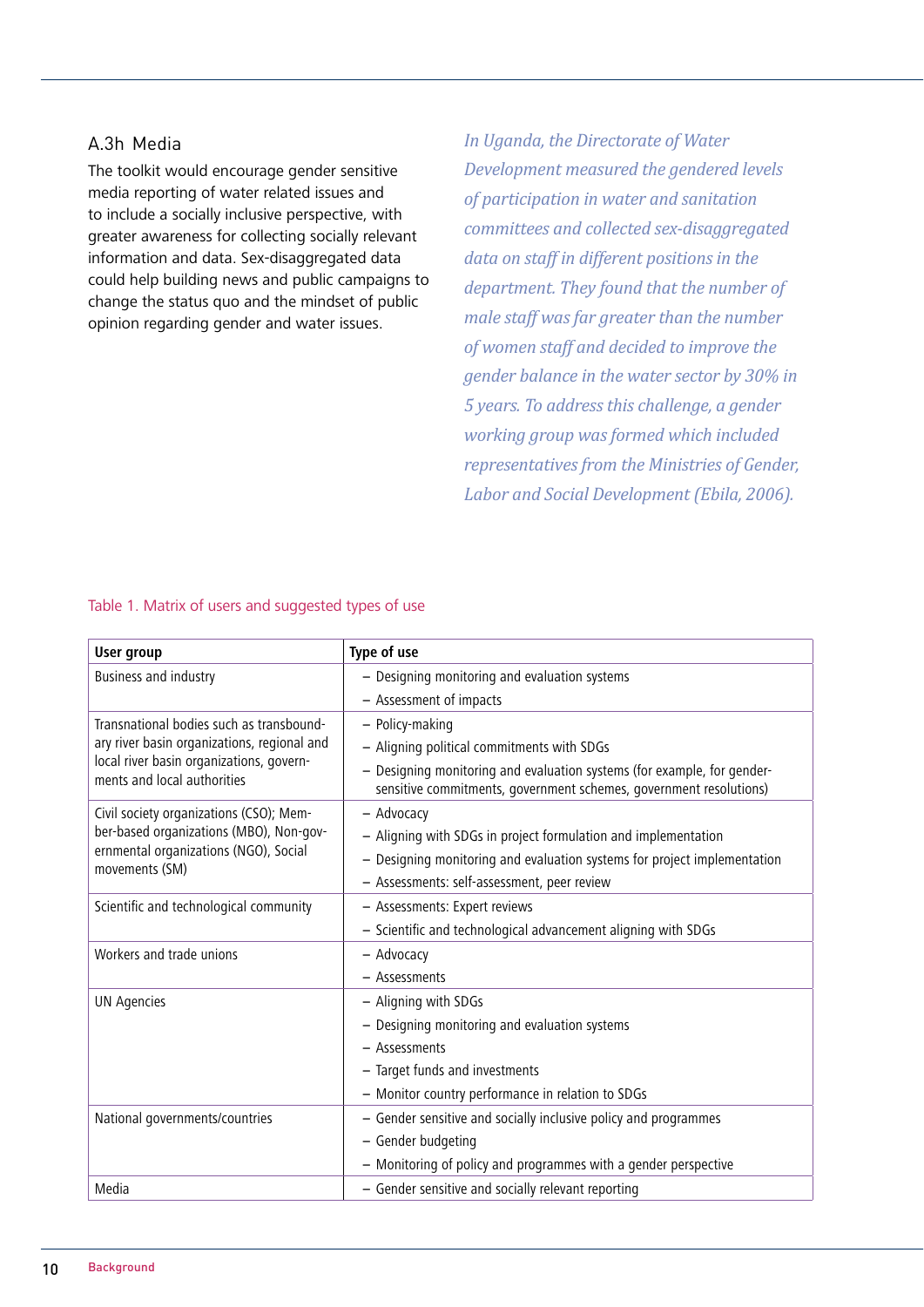### A.3h Media

The toolkit would encourage gender sensitive media reporting of water related issues and to include a socially inclusive perspective, with greater awareness for collecting socially relevant information and data. Sex-disaggregated data could help building news and public campaigns to change the status quo and the mindset of public opinion regarding gender and water issues.

*In Uganda, the Directorate of Water Development measured the gendered levels of participation in water and sanitation committees and collected sex-disaggregated data on staff in different positions in the department. They found that the number of male staff was far greater than the number of women staff and decided to improve the gender balance in the water sector by 30% in 5 years. To address this challenge, a gender working group was formed which included representatives from the Ministries of Gender, Labor and Social Development (Ebila, 2006).*

Table 1. Matrix of users and suggested types of use

| User group | Type of use |
|---|---|
| Business and industry | – Designing monitoring and evaluation systems<br>– Assessment of impacts |
| Transnational bodies such as transboundary river basin organizations, regional and local river basin organizations, governments and local authorities | – Policy-making<br>– Aligning political commitments with SDGs<br>– Designing monitoring and evaluation systems (for example, for gender-sensitive commitments, government schemes, government resolutions) |
| Civil society organizations (CSO); Member-based organizations (MBO), Non-governmental organizations (NGO), Social movements (SM) | – Advocacy<br>– Aligning with SDGs in project formulation and implementation<br>– Designing monitoring and evaluation systems for project implementation<br>– Assessments: self-assessment, peer review |
| Scientific and technological community | – Assessments: Expert reviews<br>– Scientific and technological advancement aligning with SDGs |
| Workers and trade unions | – Advocacy<br>– Assessments |
| UN Agencies | – Aligning with SDGs<br>– Designing monitoring and evaluation systems<br>– Assessments<br>– Target funds and investments<br>– Monitor country performance in relation to SDGs |
| National governments/countries | – Gender sensitive and socially inclusive policy and programmes<br>– Gender budgeting<br>– Monitoring of policy and programmes with a gender perspective |
| Media | – Gender sensitive and socially relevant reporting |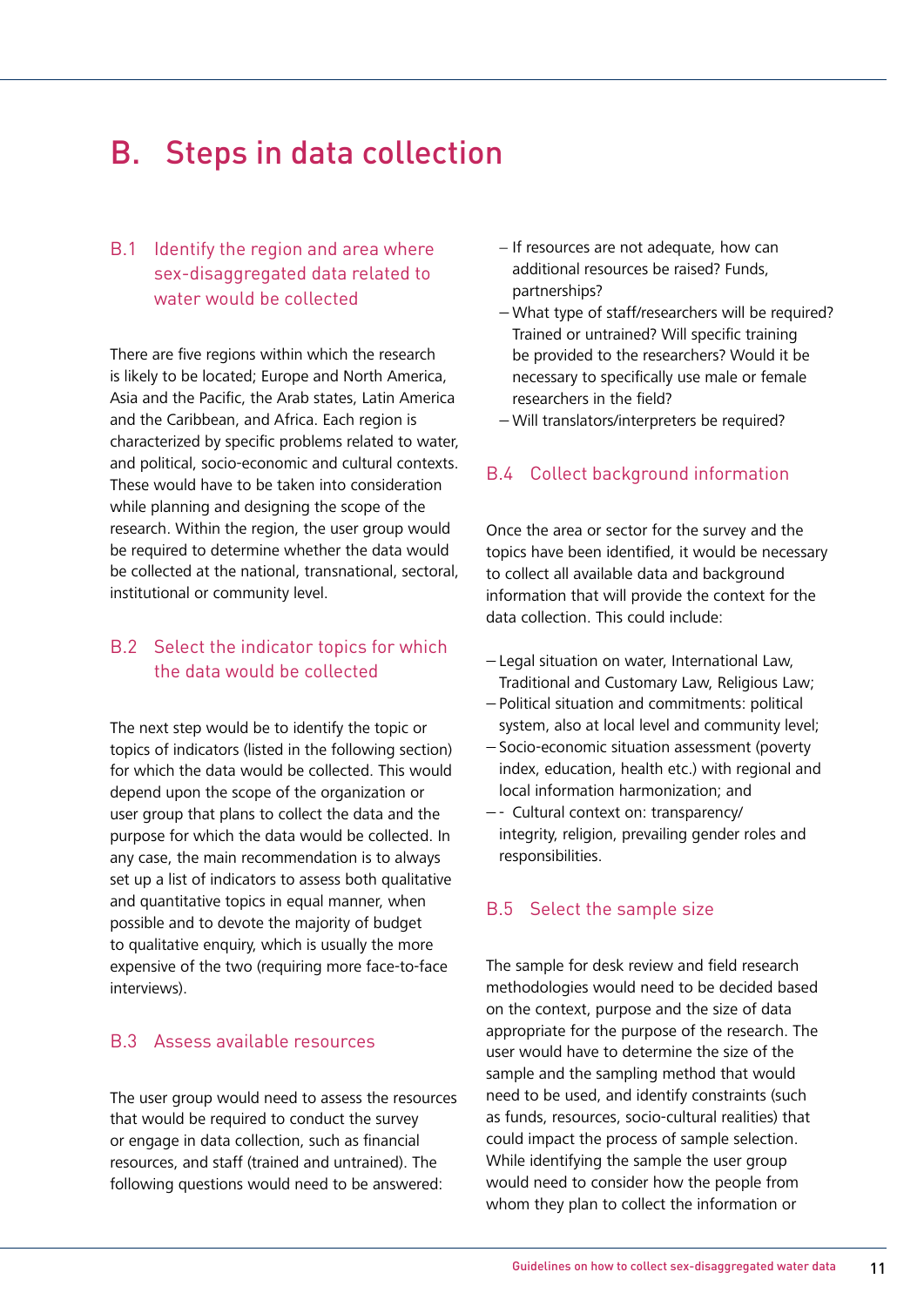# B. Steps in data collection

## B.1 Identify the region and area where sex-disaggregated data related to water would be collected

There are five regions within which the research is likely to be located; Europe and North America, Asia and the Pacific, the Arab states, Latin America and the Caribbean, and Africa. Each region is characterized by specific problems related to water, and political, socio-economic and cultural contexts. These would have to be taken into consideration while planning and designing the scope of the research. Within the region, the user group would be required to determine whether the data would be collected at the national, transnational, sectoral, institutional or community level.

## B.2 Select the indicator topics for which the data would be collected

The next step would be to identify the topic or topics of indicators (listed in the following section) for which the data would be collected. This would depend upon the scope of the organization or user group that plans to collect the data and the purpose for which the data would be collected. In any case, the main recommendation is to always set up a list of indicators to assess both qualitative and quantitative topics in equal manner, when possible and to devote the majority of budget to qualitative enquiry, which is usually the more expensive of the two (requiring more face-to-face interviews).

## B.3 Assess available resources

The user group would need to assess the resources that would be required to conduct the survey or engage in data collection, such as financial resources, and staff (trained and untrained). The following questions would need to be answered:

- If resources are not adequate, how can additional resources be raised? Funds, partnerships?
- What type of staff/researchers will be required? Trained or untrained? Will specific training be provided to the researchers? Would it be necessary to specifically use male or female researchers in the field?
- Will translators/interpreters be required?

## B.4 Collect background information

Once the area or sector for the survey and the topics have been identified, it would be necessary to collect all available data and background information that will provide the context for the data collection. This could include:

- Legal situation on water, International Law, Traditional and Customary Law, Religious Law;
- Political situation and commitments: political system, also at local level and community level;
- Socio-economic situation assessment (poverty index, education, health etc.) with regional and local information harmonization; and
- \- Cultural context on: transparency/integrity, religion, prevailing gender roles and responsibilities.

## B.5 Select the sample size

The sample for desk review and field research methodologies would need to be decided based on the context, purpose and the size of data appropriate for the purpose of the research. The user would have to determine the size of the sample and the sampling method that would need to be used, and identify constraints (such as funds, resources, socio-cultural realities) that could impact the process of sample selection. While identifying the sample the user group would need to consider how the people from whom they plan to collect the information or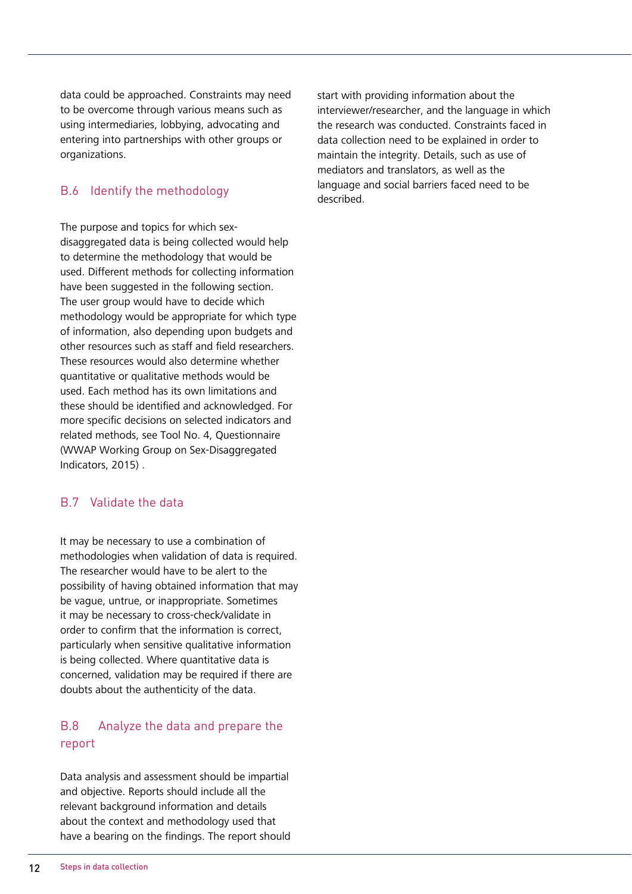data could be approached. Constraints may need to be overcome through various means such as using intermediaries, lobbying, advocating and entering into partnerships with other groups or organizations.

## B.6 Identify the methodology

The purpose and topics for which sex-disaggregated data is being collected would help to determine the methodology that would be used. Different methods for collecting information have been suggested in the following section. The user group would have to decide which methodology would be appropriate for which type of information, also depending upon budgets and other resources such as staff and field researchers. These resources would also determine whether quantitative or qualitative methods would be used. Each method has its own limitations and these should be identified and acknowledged. For more specific decisions on selected indicators and related methods, see Tool No. 4, Questionnaire (WWAP Working Group on Sex-Disaggregated Indicators, 2015) .

## B.7 Validate the data

It may be necessary to use a combination of methodologies when validation of data is required. The researcher would have to be alert to the possibility of having obtained information that may be vague, untrue, or inappropriate. Sometimes it may be necessary to cross-check/validate in order to confirm that the information is correct, particularly when sensitive qualitative information is being collected. Where quantitative data is concerned, validation may be required if there are doubts about the authenticity of the data.

## B.8 Analyze the data and prepare the report

Data analysis and assessment should be impartial and objective. Reports should include all the relevant background information and details about the context and methodology used that have a bearing on the findings. The report should start with providing information about the interviewer/researcher, and the language in which the research was conducted. Constraints faced in data collection need to be explained in order to maintain the integrity. Details, such as use of mediators and translators, as well as the language and social barriers faced need to be described.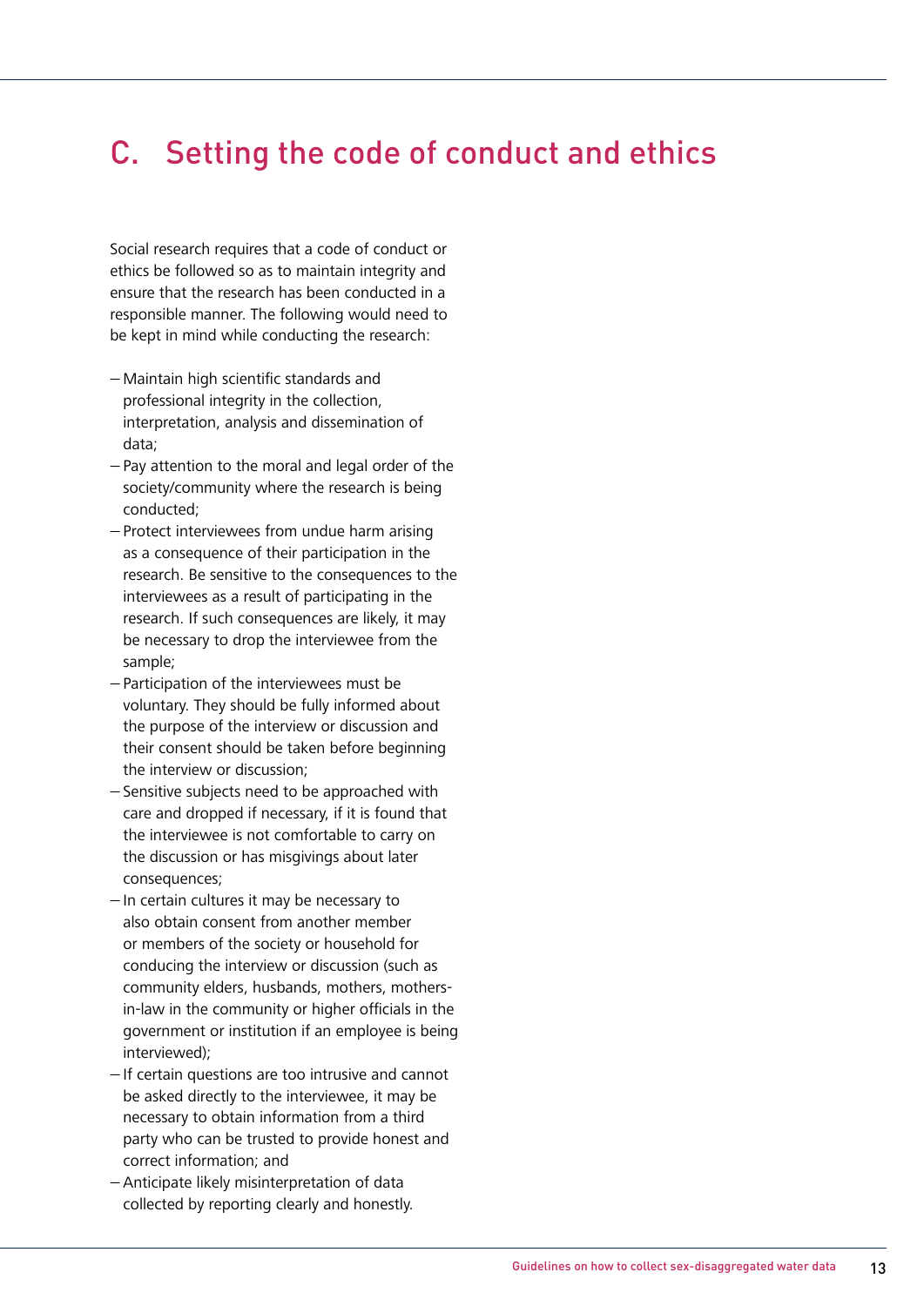## C. Setting the code of conduct and ethics

Social research requires that a code of conduct or ethics be followed so as to maintain integrity and ensure that the research has been conducted in a responsible manner. The following would need to be kept in mind while conducting the research:

- Maintain high scientific standards and professional integrity in the collection, interpretation, analysis and dissemination of data;
- Pay attention to the moral and legal order of the society/community where the research is being conducted;
- Protect interviewees from undue harm arising as a consequence of their participation in the research. Be sensitive to the consequences to the interviewees as a result of participating in the research. If such consequences are likely, it may be necessary to drop the interviewee from the sample;
- Participation of the interviewees must be voluntary. They should be fully informed about the purpose of the interview or discussion and their consent should be taken before beginning the interview or discussion;
- Sensitive subjects need to be approached with care and dropped if necessary, if it is found that the interviewee is not comfortable to carry on the discussion or has misgivings about later consequences;
- In certain cultures it may be necessary to also obtain consent from another member or members of the society or household for conducing the interview or discussion (such as community elders, husbands, mothers, mothers-in-law in the community or higher officials in the government or institution if an employee is being interviewed);
- If certain questions are too intrusive and cannot be asked directly to the interviewee, it may be necessary to obtain information from a third party who can be trusted to provide honest and correct information; and
- Anticipate likely misinterpretation of data collected by reporting clearly and honestly.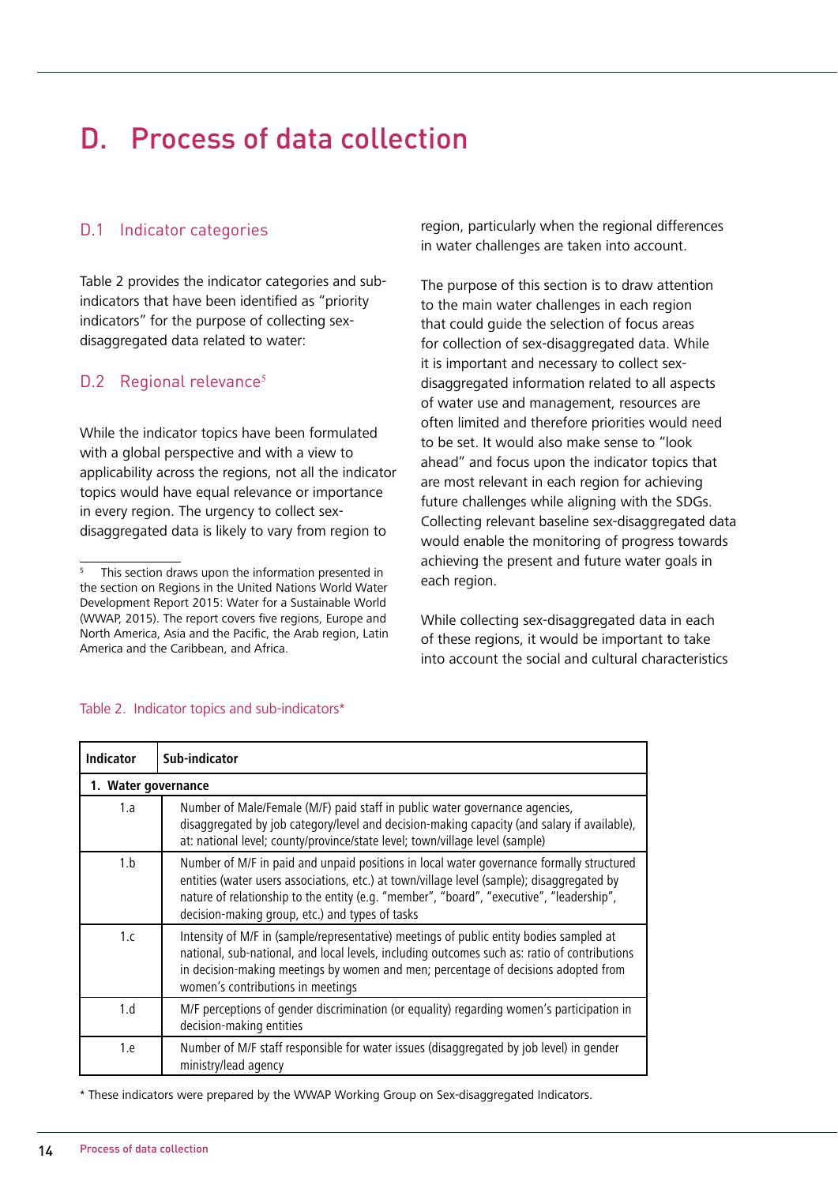# D. Process of data collection

## D.1 Indicator categories

Table 2 provides the indicator categories and sub-indicators that have been identified as "priority indicators" for the purpose of collecting sex-disaggregated data related to water:

## D.2 Regional relevance[5]

While the indicator topics have been formulated with a global perspective and with a view to applicability across the regions, not all the indicator topics would have equal relevance or importance in every region. The urgency to collect sex-disaggregated data is likely to vary from region to region, particularly when the regional differences in water challenges are taken into account.

The purpose of this section is to draw attention to the main water challenges in each region that could guide the selection of focus areas for collection of sex-disaggregated data. While it is important and necessary to collect sex-disaggregated information related to all aspects of water use and management, resources are often limited and therefore priorities would need to be set. It would also make sense to "look ahead" and focus upon the indicator topics that are most relevant in each region for achieving future challenges while aligning with the SDGs. Collecting relevant baseline sex-disaggregated data would enable the monitoring of progress towards achieving the present and future water goals in each region.

While collecting sex-disaggregated data in each of these regions, it would be important to take into account the social and cultural characteristics

[5] This section draws upon the information presented in the section on Regions in the United Nations World Water Development Report 2015: Water for a Sustainable World (WWAP, 2015). The report covers five regions, Europe and North America, Asia and the Pacific, the Arab region, Latin America and the Caribbean, and Africa.

Table 2. Indicator topics and sub-indicators*

| Indicator | Sub-indicator |
|---|---|
| **1. Water governance** | |
| 1.a | Number of Male/Female (M/F) paid staff in public water governance agencies, disaggregated by job category/level and decision-making capacity (and salary if available), at: national level; county/province/state level; town/village level (sample) |
| 1.b | Number of M/F in paid and unpaid positions in local water governance formally structured entities (water users associations, etc.) at town/village level (sample); disaggregated by nature of relationship to the entity (e.g. "member", "board", "executive", "leadership", decision-making group, etc.) and types of tasks |
| 1.c | Intensity of M/F in (sample/representative) meetings of public entity bodies sampled at national, sub-national, and local levels, including outcomes such as: ratio of contributions in decision-making meetings by women and men; percentage of decisions adopted from women's contributions in meetings |
| 1.d | M/F perceptions of gender discrimination (or equality) regarding women's participation in decision-making entities |
| 1.e | Number of M/F staff responsible for water issues (disaggregated by job level) in gender ministry/lead agency |

\* These indicators were prepared by the WWAP Working Group on Sex-disaggregated Indicators.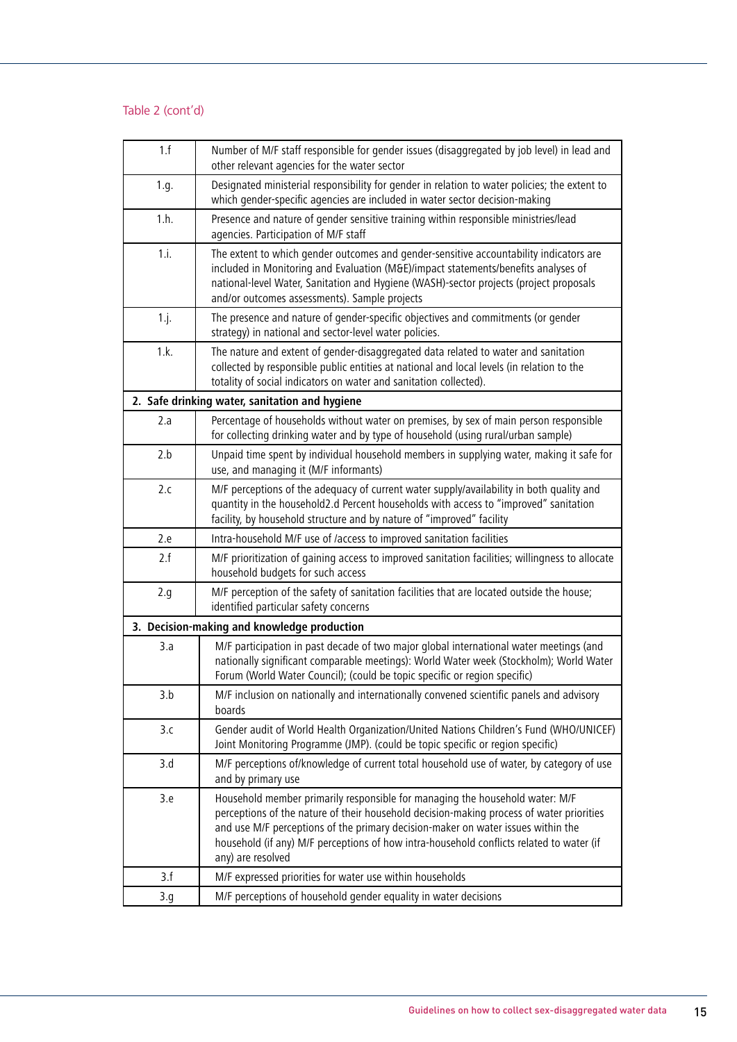Table 2 (cont'd)

| | |
|---|---|
| 1.f | Number of M/F staff responsible for gender issues (disaggregated by job level) in lead and other relevant agencies for the water sector |
| 1.g. | Designated ministerial responsibility for gender in relation to water policies; the extent to which gender-specific agencies are included in water sector decision-making |
| 1.h. | Presence and nature of gender sensitive training within responsible ministries/lead agencies. Participation of M/F staff |
| 1.i. | The extent to which gender outcomes and gender-sensitive accountability indicators are included in Monitoring and Evaluation (M&E)/impact statements/benefits analyses of national-level Water, Sanitation and Hygiene (WASH)-sector projects (project proposals and/or outcomes assessments). Sample projects |
| 1.j. | The presence and nature of gender-specific objectives and commitments (or gender strategy) in national and sector-level water policies. |
| 1.k. | The nature and extent of gender-disaggregated data related to water and sanitation collected by responsible public entities at national and local levels (in relation to the totality of social indicators on water and sanitation collected). |
| **2. Safe drinking water, sanitation and hygiene** | |
| 2.a | Percentage of households without water on premises, by sex of main person responsible for collecting drinking water and by type of household (using rural/urban sample) |
| 2.b | Unpaid time spent by individual household members in supplying water, making it safe for use, and managing it (M/F informants) |
| 2.c | M/F perceptions of the adequacy of current water supply/availability in both quality and quantity in the household2.d Percent households with access to "improved" sanitation facility, by household structure and by nature of "improved" facility |
| 2.e | Intra-household M/F use of /access to improved sanitation facilities |
| 2.f | M/F prioritization of gaining access to improved sanitation facilities; willingness to allocate household budgets for such access |
| 2.g | M/F perception of the safety of sanitation facilities that are located outside the house; identified particular safety concerns |
| **3. Decision-making and knowledge production** | |
| 3.a | M/F participation in past decade of two major global international water meetings (and nationally significant comparable meetings): World Water week (Stockholm); World Water Forum (World Water Council); (could be topic specific or region specific) |
| 3.b | M/F inclusion on nationally and internationally convened scientific panels and advisory boards |
| 3.c | Gender audit of World Health Organization/United Nations Children's Fund (WHO/UNICEF) Joint Monitoring Programme (JMP). (could be topic specific or region specific) |
| 3.d | M/F perceptions of/knowledge of current total household use of water, by category of use and by primary use |
| 3.e | Household member primarily responsible for managing the household water: M/F perceptions of the nature of their household decision-making process of water priorities and use M/F perceptions of the primary decision-maker on water issues within the household (if any) M/F perceptions of how intra-household conflicts related to water (if any) are resolved |
| 3.f | M/F expressed priorities for water use within households |
| 3.g | M/F perceptions of household gender equality in water decisions |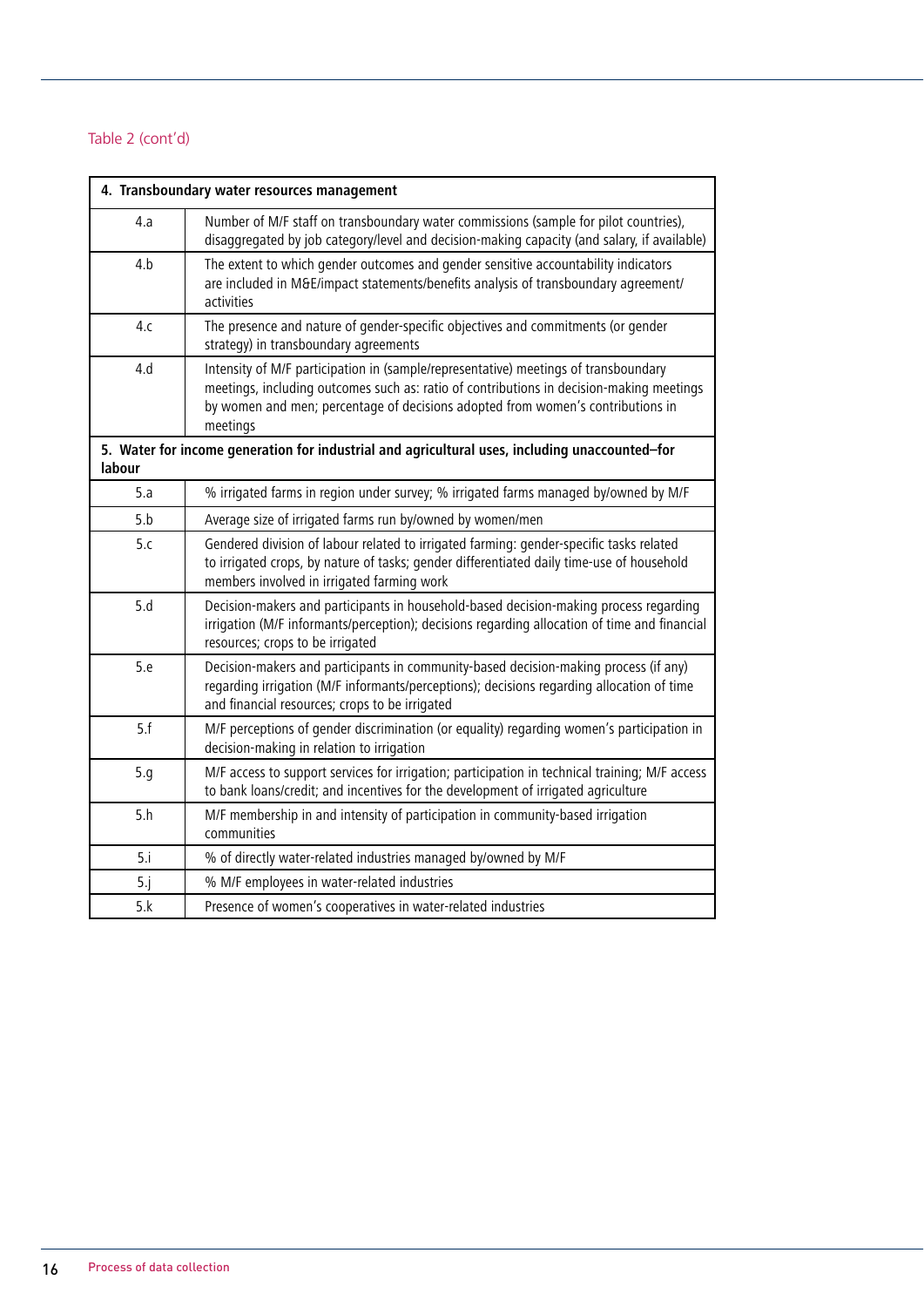Table 2 (cont'd)

| **4. Transboundary water resources management** | |
|---|---|
| 4.a | Number of M/F staff on transboundary water commissions (sample for pilot countries), disaggregated by job category/level and decision-making capacity (and salary, if available) |
| 4.b | The extent to which gender outcomes and gender sensitive accountability indicators are included in M&E/impact statements/benefits analysis of transboundary agreement/activities |
| 4.c | The presence and nature of gender-specific objectives and commitments (or gender strategy) in transboundary agreements |
| 4.d | Intensity of M/F participation in (sample/representative) meetings of transboundary meetings, including outcomes such as: ratio of contributions in decision-making meetings by women and men; percentage of decisions adopted from women's contributions in meetings |
| **5. Water for income generation for industrial and agricultural uses, including unaccounted–for labour** | |
| 5.a | % irrigated farms in region under survey; % irrigated farms managed by/owned by M/F |
| 5.b | Average size of irrigated farms run by/owned by women/men |
| 5.c | Gendered division of labour related to irrigated farming: gender-specific tasks related to irrigated crops, by nature of tasks; gender differentiated daily time-use of household members involved in irrigated farming work |
| 5.d | Decision-makers and participants in household-based decision-making process regarding irrigation (M/F informants/perception); decisions regarding allocation of time and financial resources; crops to be irrigated |
| 5.e | Decision-makers and participants in community-based decision-making process (if any) regarding irrigation (M/F informants/perceptions); decisions regarding allocation of time and financial resources; crops to be irrigated |
| 5.f | M/F perceptions of gender discrimination (or equality) regarding women's participation in decision-making in relation to irrigation |
| 5.g | M/F access to support services for irrigation; participation in technical training; M/F access to bank loans/credit; and incentives for the development of irrigated agriculture |
| 5.h | M/F membership in and intensity of participation in community-based irrigation communities |
| 5.i | % of directly water-related industries managed by/owned by M/F |
| 5.j | % M/F employees in water-related industries |
| 5.k | Presence of women's cooperatives in water-related industries |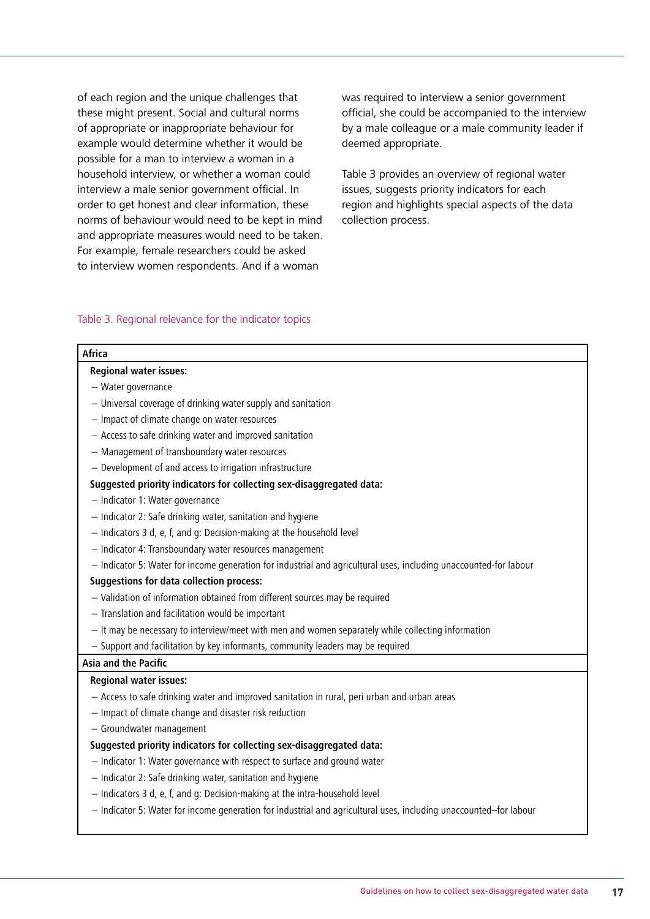of each region and the unique challenges that these might present. Social and cultural norms of appropriate or inappropriate behaviour for example would determine whether it would be possible for a man to interview a woman in a household interview, or whether a woman could interview a male senior government official. In order to get honest and clear information, these norms of behaviour would need to be kept in mind and appropriate measures would need to be taken. For example, female researchers could be asked to interview women respondents. And if a woman was required to interview a senior government official, she could be accompanied to the interview by a male colleague or a male community leader if deemed appropriate.

Table 3 provides an overview of regional water issues, suggests priority indicators for each region and highlights special aspects of the data collection process.

Table 3. Regional relevance for the indicator topics

| **Africa** |
|---|
| **Regional water issues:**<br>– Water governance<br>– Universal coverage of drinking water supply and sanitation<br>– Impact of climate change on water resources<br>– Access to safe drinking water and improved sanitation<br>– Management of transboundary water resources<br>– Development of and access to irrigation infrastructure<br>**Suggested priority indicators for collecting sex-disaggregated data:**<br>– Indicator 1: Water governance<br>– Indicator 2: Safe drinking water, sanitation and hygiene<br>– Indicators 3 d, e, f, and g: Decision-making at the household level<br>– Indicator 4: Transboundary water resources management<br>– Indicator 5: Water for income generation for industrial and agricultural uses, including unaccounted-for labour<br>**Suggestions for data collection process:**<br>– Validation of information obtained from different sources may be required<br>– Translation and facilitation would be important<br>– It may be necessary to interview/meet with men and women separately while collecting information<br>– Support and facilitation by key informants, community leaders may be required |
| **Asia and the Pacific** |
| **Regional water issues:**<br>– Access to safe drinking water and improved sanitation in rural, peri urban and urban areas<br>– Impact of climate change and disaster risk reduction<br>– Groundwater management<br>**Suggested priority indicators for collecting sex-disaggregated data:**<br>– Indicator 1: Water governance with respect to surface and ground water<br>– Indicator 2: Safe drinking water, sanitation and hygiene<br>– Indicators 3 d, e, f, and g: Decision-making at the intra-household level<br>– Indicator 5: Water for income generation for industrial and agricultural uses, including unaccounted–for labour |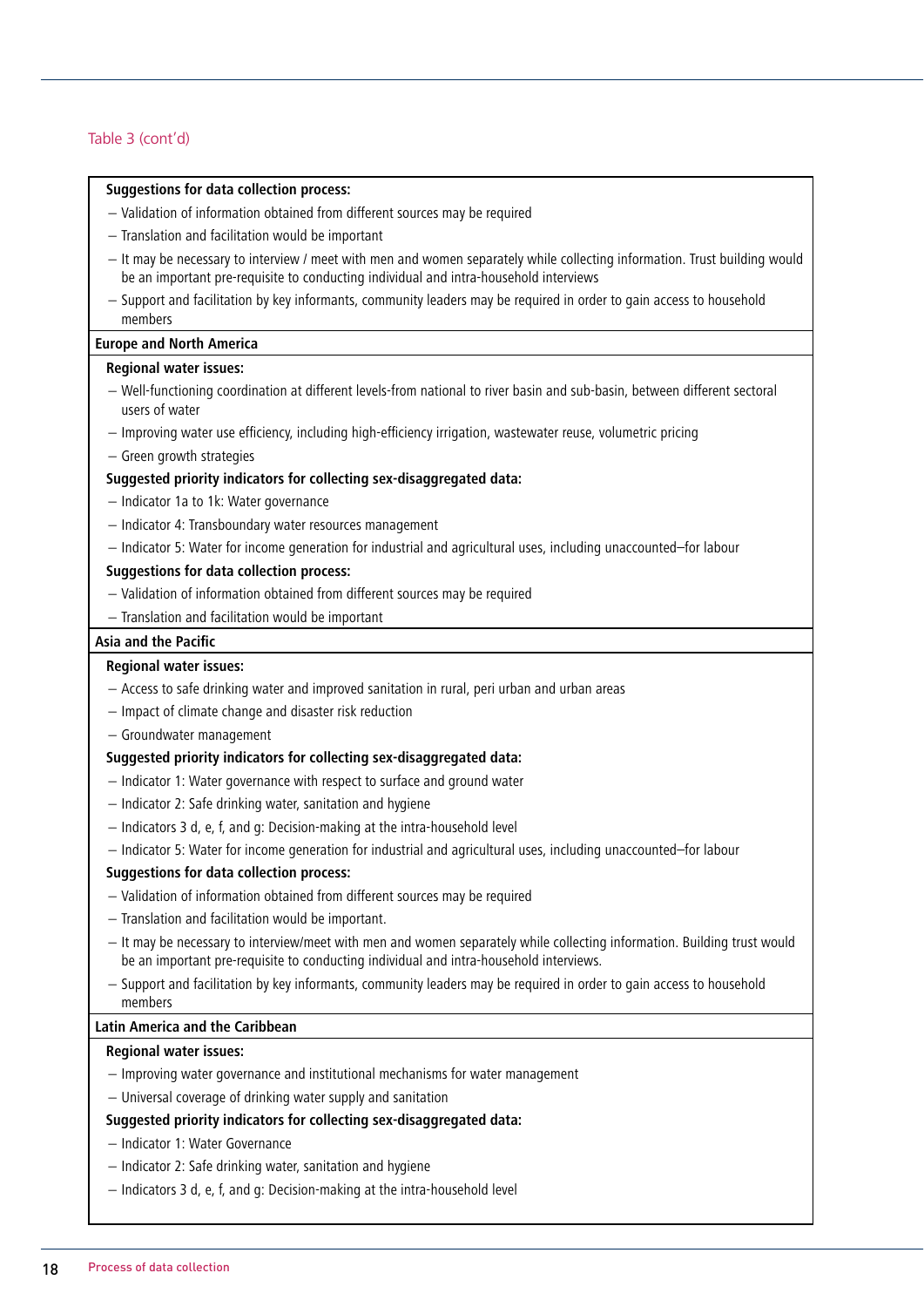Table 3 (cont'd)

**Suggestions for data collection process:**

- Validation of information obtained from different sources may be required
- Translation and facilitation would be important
- It may be necessary to interview / meet with men and women separately while collecting information. Trust building would be an important pre-requisite to conducting individual and intra-household interviews
- Support and facilitation by key informants, community leaders may be required in order to gain access to household members

**Europe and North America**

**Regional water issues:**

- Well-functioning coordination at different levels-from national to river basin and sub-basin, between different sectoral users of water
- Improving water use efficiency, including high-efficiency irrigation, wastewater reuse, volumetric pricing
- Green growth strategies

**Suggested priority indicators for collecting sex-disaggregated data:**

- Indicator 1a to 1k: Water governance
- Indicator 4: Transboundary water resources management
- Indicator 5: Water for income generation for industrial and agricultural uses, including unaccounted–for labour

**Suggestions for data collection process:**

- Validation of information obtained from different sources may be required
- Translation and facilitation would be important

**Asia and the Pacific**

**Regional water issues:**

- Access to safe drinking water and improved sanitation in rural, peri urban and urban areas
- Impact of climate change and disaster risk reduction
- Groundwater management

**Suggested priority indicators for collecting sex-disaggregated data:**

- Indicator 1: Water governance with respect to surface and ground water
- Indicator 2: Safe drinking water, sanitation and hygiene
- Indicators 3 d, e, f, and g: Decision-making at the intra-household level
- Indicator 5: Water for income generation for industrial and agricultural uses, including unaccounted–for labour

**Suggestions for data collection process:**

- Validation of information obtained from different sources may be required
- Translation and facilitation would be important.
- It may be necessary to interview/meet with men and women separately while collecting information. Building trust would be an important pre-requisite to conducting individual and intra-household interviews.
- Support and facilitation by key informants, community leaders may be required in order to gain access to household members

**Latin America and the Caribbean**

**Regional water issues:**

- Improving water governance and institutional mechanisms for water management
- Universal coverage of drinking water supply and sanitation

**Suggested priority indicators for collecting sex-disaggregated data:**

- Indicator 1: Water Governance
- Indicator 2: Safe drinking water, sanitation and hygiene
- Indicators 3 d, e, f, and g: Decision-making at the intra-household level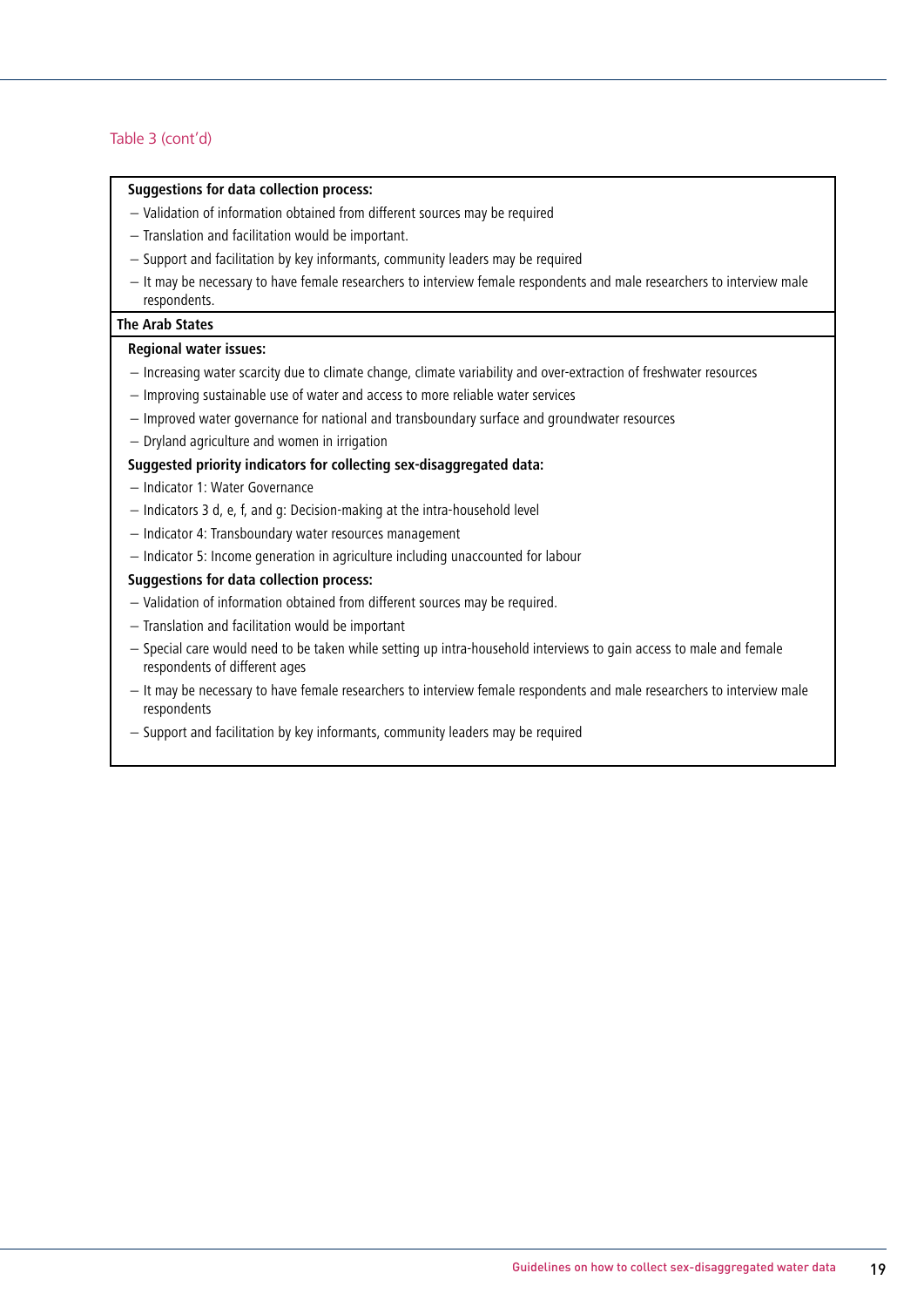Table 3 (cont'd)

**Suggestions for data collection process:**

- Validation of information obtained from different sources may be required
- Translation and facilitation would be important.
- Support and facilitation by key informants, community leaders may be required
- It may be necessary to have female researchers to interview female respondents and male researchers to interview male respondents.

**The Arab States**

**Regional water issues:**

- Increasing water scarcity due to climate change, climate variability and over-extraction of freshwater resources
- Improving sustainable use of water and access to more reliable water services
- Improved water governance for national and transboundary surface and groundwater resources
- Dryland agriculture and women in irrigation

**Suggested priority indicators for collecting sex-disaggregated data:**

- Indicator 1: Water Governance
- Indicators 3 d, e, f, and g: Decision-making at the intra-household level
- Indicator 4: Transboundary water resources management
- Indicator 5: Income generation in agriculture including unaccounted for labour

**Suggestions for data collection process:**

- Validation of information obtained from different sources may be required.
- Translation and facilitation would be important
- Special care would need to be taken while setting up intra-household interviews to gain access to male and female respondents of different ages
- It may be necessary to have female researchers to interview female respondents and male researchers to interview male respondents
- Support and facilitation by key informants, community leaders may be required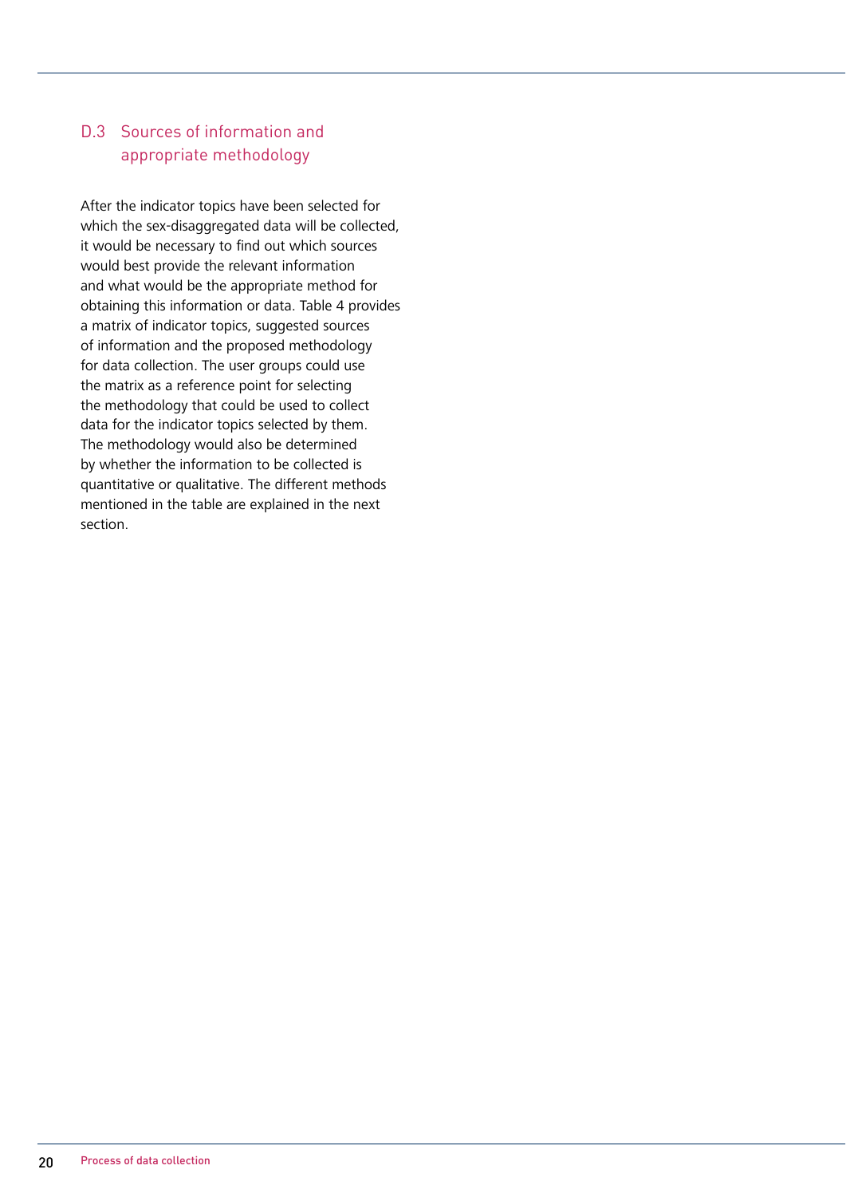## D.3 Sources of information and appropriate methodology

After the indicator topics have been selected for which the sex-disaggregated data will be collected, it would be necessary to find out which sources would best provide the relevant information and what would be the appropriate method for obtaining this information or data. Table 4 provides a matrix of indicator topics, suggested sources of information and the proposed methodology for data collection. The user groups could use the matrix as a reference point for selecting the methodology that could be used to collect data for the indicator topics selected by them. The methodology would also be determined by whether the information to be collected is quantitative or qualitative. The different methods mentioned in the table are explained in the next section.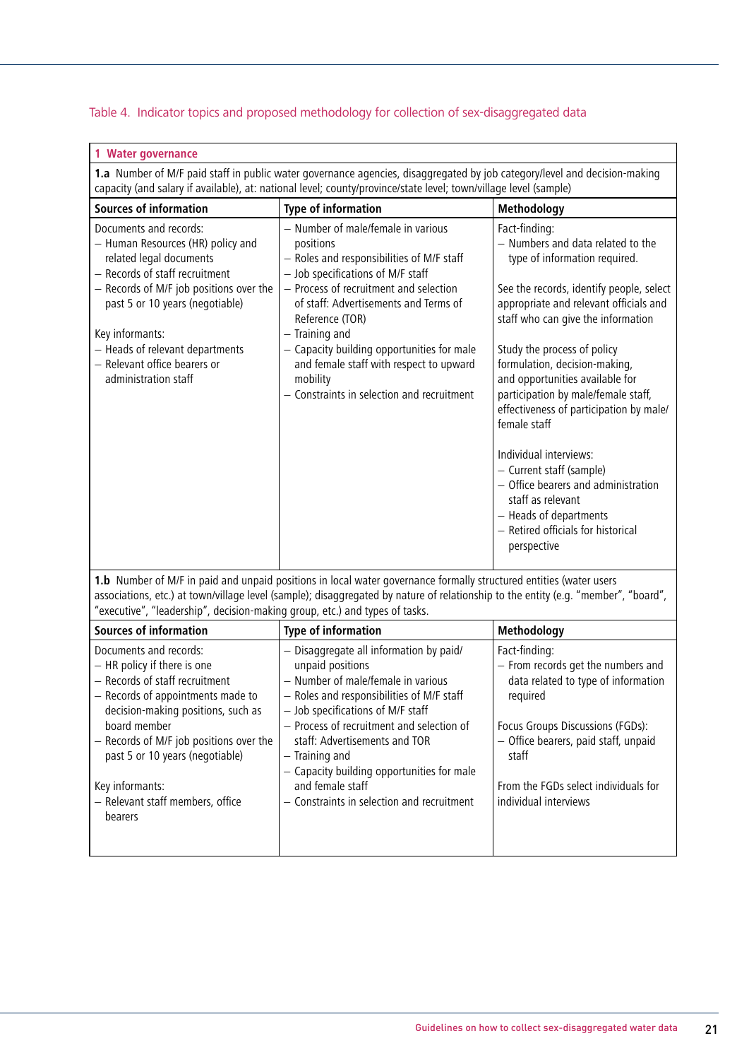Table 4. Indicator topics and proposed methodology for collection of sex-disaggregated data

| **1 Water governance** | | |
|---|---|---|
| **1.a** Number of M/F paid staff in public water governance agencies, disaggregated by job category/level and decision-making capacity (and salary if available), at: national level; county/province/state level; town/village level (sample) | | |
| **Sources of information** | **Type of information** | **Methodology** |
| Documents and records:<br>– Human Resources (HR) policy and related legal documents<br>– Records of staff recruitment<br>– Records of M/F job positions over the past 5 or 10 years (negotiable)<br><br>Key informants:<br>– Heads of relevant departments<br>– Relevant office bearers or administration staff | – Number of male/female in various positions<br>– Roles and responsibilities of M/F staff<br>– Job specifications of M/F staff<br>– Process of recruitment and selection of staff: Advertisements and Terms of Reference (TOR)<br>– Training and<br>– Capacity building opportunities for male and female staff with respect to upward mobility<br>– Constraints in selection and recruitment | Fact-finding:<br>– Numbers and data related to the type of information required.<br><br>See the records, identify people, select appropriate and relevant officials and staff who can give the information<br><br>Study the process of policy formulation, decision-making, and opportunities available for participation by male/female staff, effectiveness of participation by male/female staff<br><br>Individual interviews:<br>– Current staff (sample)<br>– Office bearers and administration staff as relevant<br>– Heads of departments<br>– Retired officials for historical perspective |
| **1.b** Number of M/F in paid and unpaid positions in local water governance formally structured entities (water users associations, etc.) at town/village level (sample); disaggregated by nature of relationship to the entity (e.g. "member", "board", "executive", "leadership", decision-making group, etc.) and types of tasks. | | |
| **Sources of information** | **Type of information** | **Methodology** |
| Documents and records:<br>– HR policy if there is one<br>– Records of staff recruitment<br>– Records of appointments made to decision-making positions, such as board member<br>– Records of M/F job positions over the past 5 or 10 years (negotiable)<br><br>Key informants:<br>– Relevant staff members, office bearers | – Disaggregate all information by paid/unpaid positions<br>– Number of male/female in various positions<br>– Roles and responsibilities of M/F staff<br>– Job specifications of M/F staff<br>– Process of recruitment and selection of staff: Advertisements and TOR<br>– Training and<br>– Capacity building opportunities for male and female staff<br>– Constraints in selection and recruitment | Fact-finding:<br>– From records get the numbers and data related to type of information required<br><br>Focus Groups Discussions (FGDs):<br>– Office bearers, paid staff, unpaid staff<br><br>From the FGDs select individuals for individual interviews |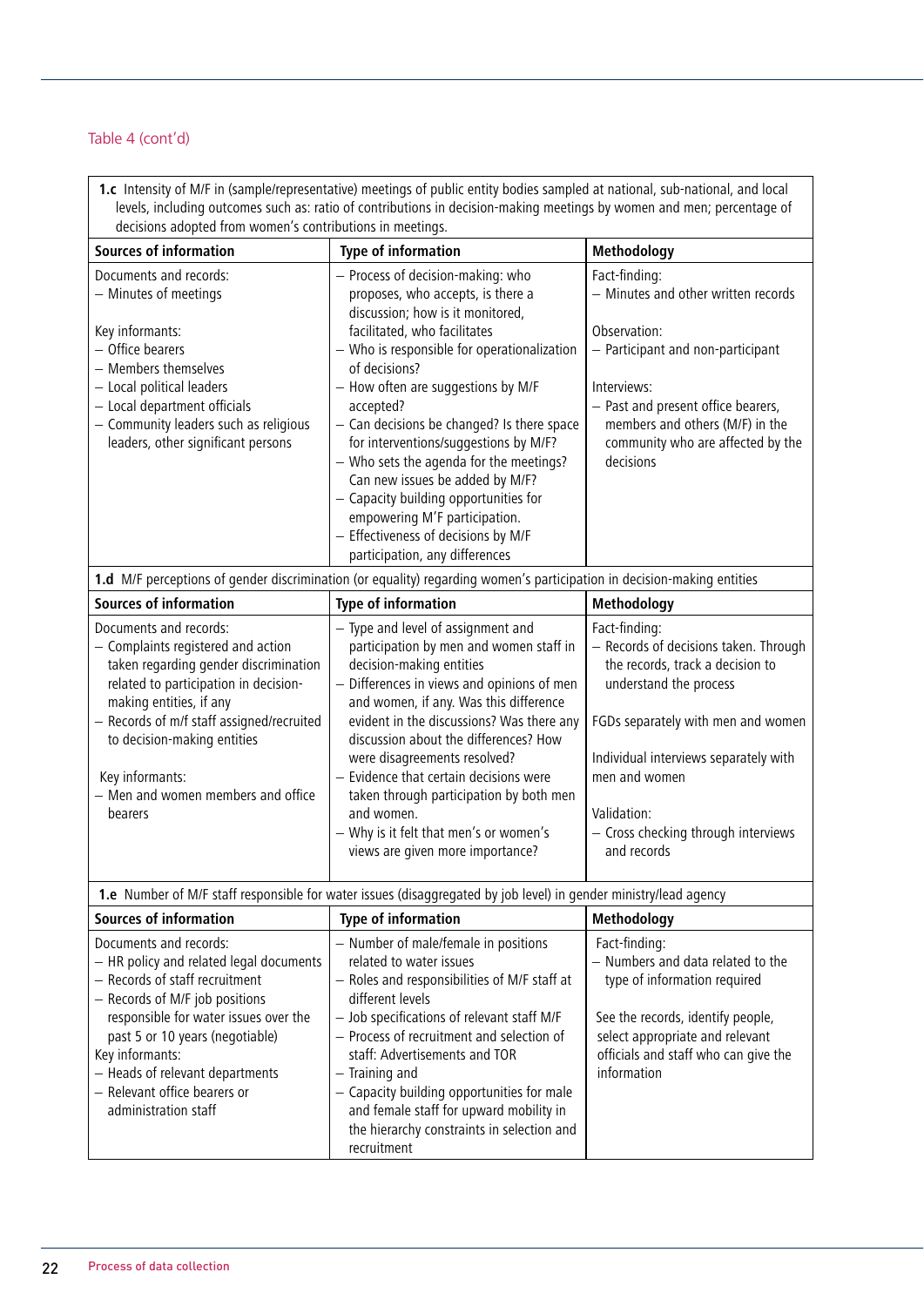Table 4 (cont'd)

| **1.c** Intensity of M/F in (sample/representative) meetings of public entity bodies sampled at national, sub-national, and local levels, including outcomes such as: ratio of contributions in decision-making meetings by women and men; percentage of decisions adopted from women's contributions in meetings. | | |
|---|---|---|
| **Sources of information** | **Type of information** | **Methodology** |
| Documents and records:<br>– Minutes of meetings<br><br>Key informants:<br>– Office bearers<br>– Members themselves<br>– Local political leaders<br>– Local department officials<br>– Community leaders such as religious leaders, other significant persons | – Process of decision-making: who proposes, who accepts, is there a discussion; how is it monitored, facilitated, who facilitates<br>– Who is responsible for operationalization of decisions?<br>– How often are suggestions by M/F accepted?<br>– Can decisions be changed? Is there space for interventions/suggestions by M/F?<br>– Who sets the agenda for the meetings? Can new issues be added by M/F?<br>– Capacity building opportunities for empowering M'F participation.<br>– Effectiveness of decisions by M/F participation, any differences | Fact-finding:<br>– Minutes and other written records<br><br>Observation:<br>– Participant and non-participant<br><br>Interviews:<br>– Past and present office bearers, members and others (M/F) in the community who are affected by the decisions |
| **1.d** M/F perceptions of gender discrimination (or equality) regarding women's participation in decision-making entities | | |
| **Sources of information** | **Type of information** | **Methodology** |
| Documents and records:<br>– Complaints registered and action taken regarding gender discrimination related to participation in decision-making entities, if any<br>– Records of m/f staff assigned/recruited to decision-making entities<br><br>Key informants:<br>– Men and women members and office bearers | – Type and level of assignment and participation by men and women staff in decision-making entities<br>– Differences in views and opinions of men and women, if any. Was this difference evident in the discussions? Was there any discussion about the differences? How were disagreements resolved?<br>– Evidence that certain decisions were taken through participation by both men and women.<br>– Why is it felt that men's or women's views are given more importance? | Fact-finding:<br>– Records of decisions taken. Through the records, track a decision to understand the process<br><br>FGDs separately with men and women<br><br>Individual interviews separately with men and women<br><br>Validation:<br>– Cross checking through interviews and records |
| **1.e** Number of M/F staff responsible for water issues (disaggregated by job level) in gender ministry/lead agency | | |
| **Sources of information** | **Type of information** | **Methodology** |
| Documents and records:<br>– HR policy and related legal documents<br>– Records of staff recruitment<br>– Records of M/F job positions responsible for water issues over the past 5 or 10 years (negotiable)<br>Key informants:<br>– Heads of relevant departments<br>– Relevant office bearers or administration staff | – Number of male/female in positions related to water issues<br>– Roles and responsibilities of M/F staff at different levels<br>– Job specifications of relevant staff M/F<br>– Process of recruitment and selection of staff: Advertisements and TOR<br>– Training and<br>– Capacity building opportunities for male and female staff for upward mobility in the hierarchy constraints in selection and recruitment | Fact-finding:<br>– Numbers and data related to the type of information required<br><br>See the records, identify people, select appropriate and relevant officials and staff who can give the information |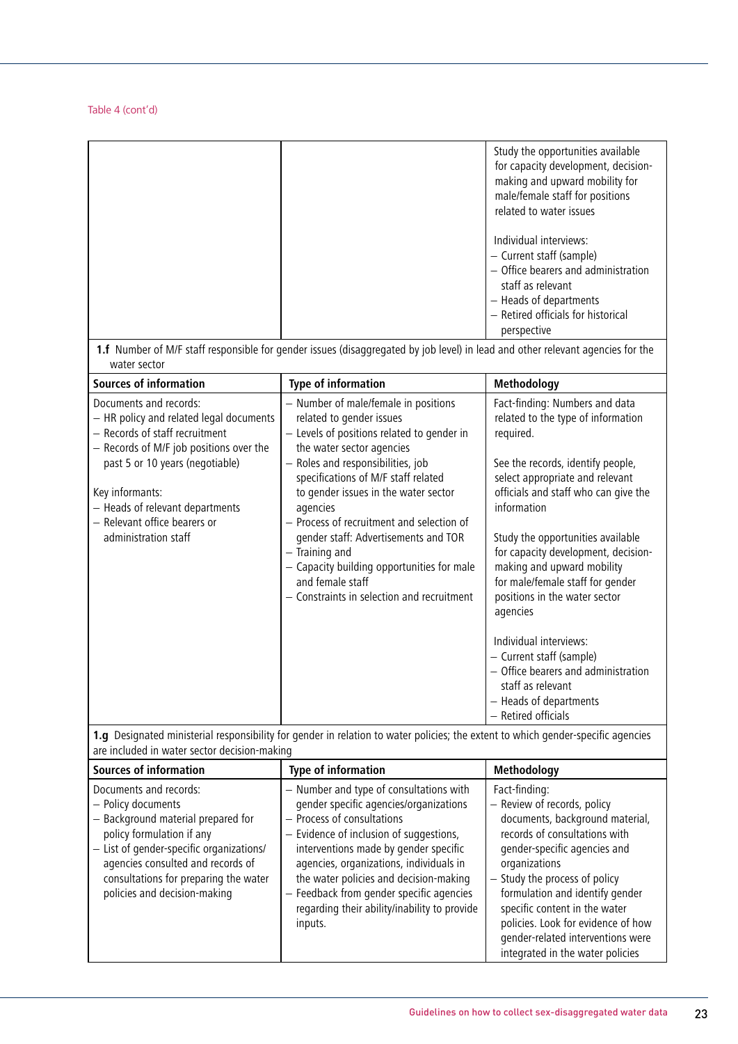Table 4 (cont'd)

| | | |
|---|---|---|
| | | Study the opportunities available for capacity development, decision-making and upward mobility for male/female staff for positions related to water issues<br><br>Individual interviews:<br>– Current staff (sample)<br>– Office bearers and administration staff as relevant<br>– Heads of departments<br>– Retired officials for historical perspective |
| **1.f** Number of M/F staff responsible for gender issues (disaggregated by job level) in lead and other relevant agencies for the water sector | | |
| **Sources of information** | **Type of information** | **Methodology** |
| Documents and records:<br>– HR policy and related legal documents<br>– Records of staff recruitment<br>– Records of M/F job positions over the past 5 or 10 years (negotiable)<br><br>Key informants:<br>– Heads of relevant departments<br>– Relevant office bearers or administration staff | – Number of male/female in positions related to gender issues<br>– Levels of positions related to gender in the water sector agencies<br>– Roles and responsibilities, job specifications of M/F staff related to gender issues in the water sector agencies<br>– Process of recruitment and selection of gender staff: Advertisements and TOR<br>– Training and<br>– Capacity building opportunities for male and female staff<br>– Constraints in selection and recruitment | Fact-finding: Numbers and data related to the type of information required.<br><br>See the records, identify people, select appropriate and relevant officials and staff who can give the information<br><br>Study the opportunities available for capacity development, decision-making and upward mobility for male/female staff for gender positions in the water sector agencies<br><br>Individual interviews:<br>– Current staff (sample)<br>– Office bearers and administration staff as relevant<br>– Heads of departments<br>– Retired officials |
| **1.g** Designated ministerial responsibility for gender in relation to water policies; the extent to which gender-specific agencies are included in water sector decision-making | | |
| **Sources of information** | **Type of information** | **Methodology** |
| Documents and records:<br>– Policy documents<br>– Background material prepared for policy formulation if any<br>– List of gender-specific organizations/ agencies consulted and records of consultations for preparing the water policies and decision-making | – Number and type of consultations with gender specific agencies/organizations<br>– Process of consultations<br>– Evidence of inclusion of suggestions, interventions made by gender specific agencies, organizations, individuals in the water policies and decision-making<br>– Feedback from gender specific agencies regarding their ability/inability to provide inputs. | Fact-finding:<br>– Review of records, policy documents, background material, records of consultations with gender-specific agencies and organizations<br>– Study the process of policy formulation and identify gender specific content in the water policies. Look for evidence of how gender-related interventions were integrated in the water policies |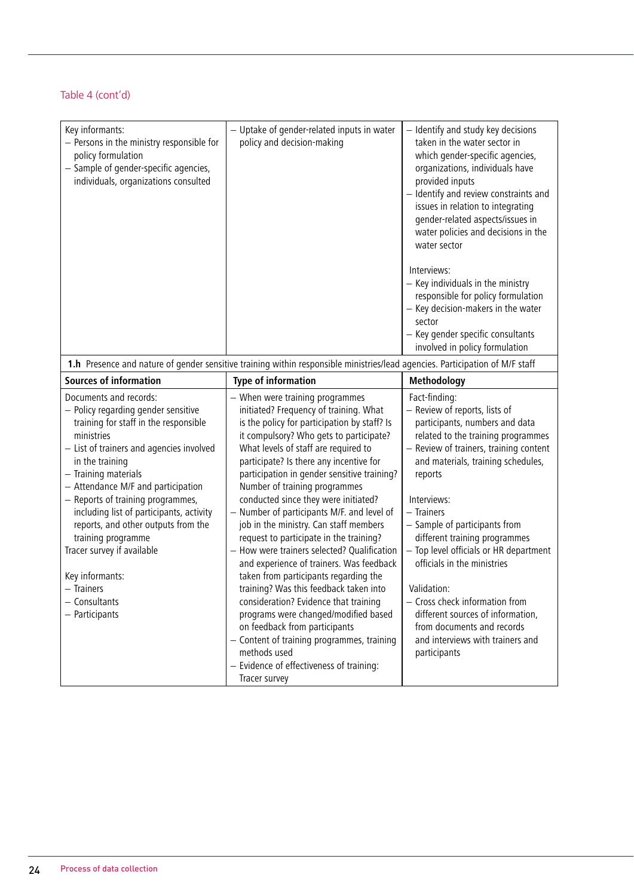Table 4 (cont'd)

| | | |
|---|---|---|
| Key informants:<br>– Persons in the ministry responsible for policy formulation<br>– Sample of gender-specific agencies, individuals, organizations consulted | – Uptake of gender-related inputs in water policy and decision-making | – Identify and study key decisions taken in the water sector in which gender-specific agencies, organizations, individuals have provided inputs<br>– Identify and review constraints and issues in relation to integrating gender-related aspects/issues in water policies and decisions in the water sector<br><br>Interviews:<br>– Key individuals in the ministry responsible for policy formulation<br>– Key decision-makers in the water sector<br>– Key gender specific consultants involved in policy formulation |
| **1.h** Presence and nature of gender sensitive training within responsible ministries/lead agencies. Participation of M/F staff | | |
| **Sources of information** | **Type of information** | **Methodology** |
| Documents and records:<br>– Policy regarding gender sensitive training for staff in the responsible ministries<br>– List of trainers and agencies involved in the training<br>– Training materials<br>– Attendance M/F and participation<br>– Reports of training programmes, including list of participants, activity reports, and other outputs from the training programme<br>Tracer survey if available<br><br>Key informants:<br>– Trainers<br>– Consultants<br>– Participants | – When were training programmes initiated? Frequency of training. What is the policy for participation by staff? Is it compulsory? Who gets to participate? What levels of staff are required to participate? Is there any incentive for participation in gender sensitive training? Number of training programmes conducted since they were initiated?<br>– Number of participants M/F. and level of job in the ministry. Can staff members request to participate in the training?<br>– How were trainers selected? Qualification and experience of trainers. Was feedback taken from participants regarding the training? Was this feedback taken into consideration? Evidence that training programs were changed/modified based on feedback from participants<br>– Content of training programmes, training methods used<br>– Evidence of effectiveness of training: Tracer survey | Fact-finding:<br>– Review of reports, lists of participants, numbers and data related to the training programmes<br>– Review of trainers, training content and materials, training schedules, reports<br><br>Interviews:<br>– Trainers<br>– Sample of participants from different training programmes<br>– Top level officials or HR department officials in the ministries<br><br>Validation:<br>– Cross check information from different sources of information, from documents and records and interviews with trainers and participants |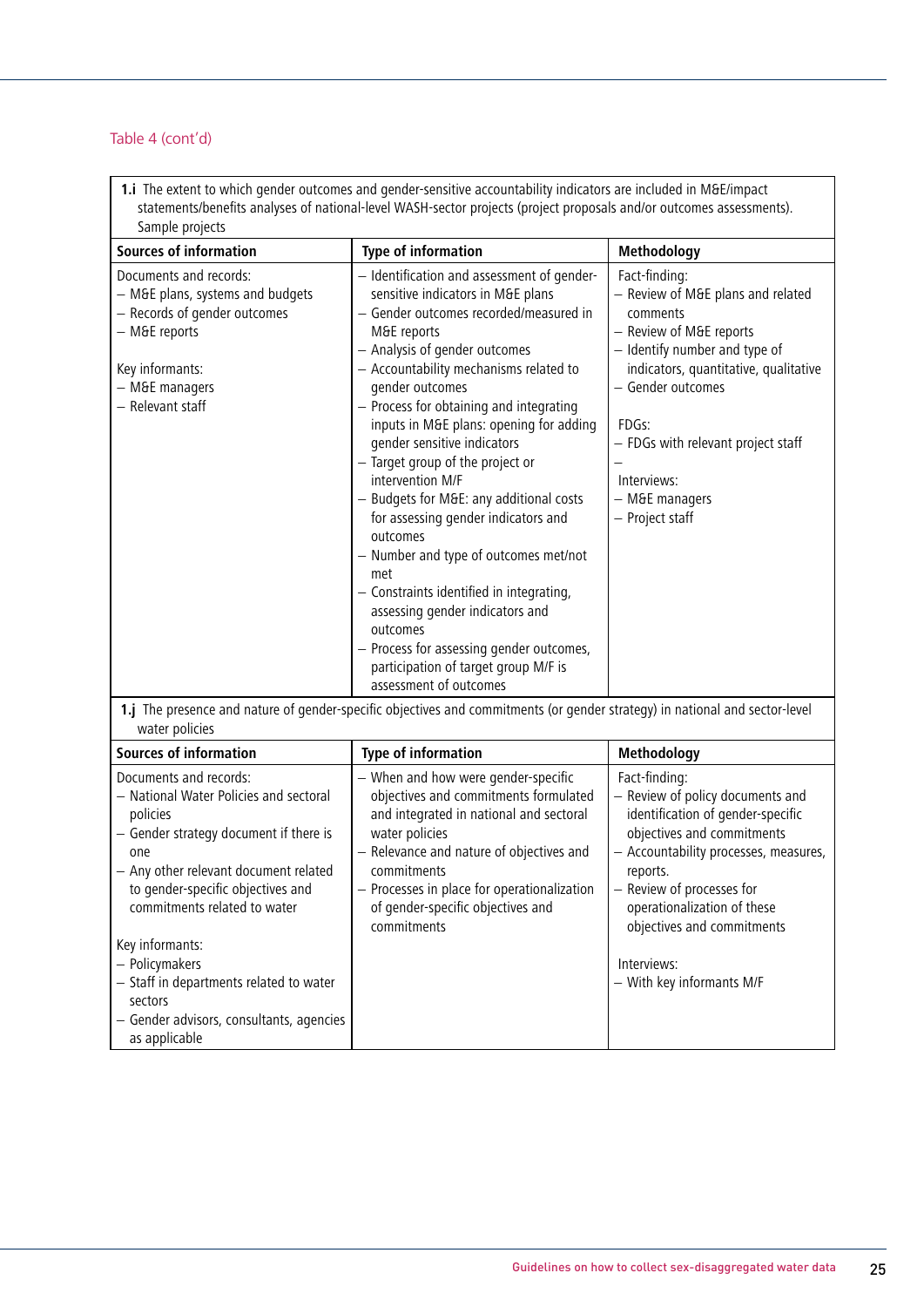Table 4 (cont'd)

| **1.i** The extent to which gender outcomes and gender-sensitive accountability indicators are included in M&E/impact statements/benefits analyses of national-level WASH-sector projects (project proposals and/or outcomes assessments). Sample projects | | |
|---|---|---|
| **Sources of information** | **Type of information** | **Methodology** |
| Documents and records:<br>– M&E plans, systems and budgets<br>– Records of gender outcomes<br>– M&E reports<br><br>Key informants:<br>– M&E managers<br>– Relevant staff | – Identification and assessment of gender-sensitive indicators in M&E plans<br>– Gender outcomes recorded/measured in M&E reports<br>– Analysis of gender outcomes<br>– Accountability mechanisms related to gender outcomes<br>– Process for obtaining and integrating inputs in M&E plans: opening for adding gender sensitive indicators<br>– Target group of the project or intervention M/F<br>– Budgets for M&E: any additional costs for assessing gender indicators and outcomes<br>– Number and type of outcomes met/not met<br>– Constraints identified in integrating, assessing gender indicators and outcomes<br>– Process for assessing gender outcomes, participation of target group M/F is assessment of outcomes | Fact-finding:<br>– Review of M&E plans and related comments<br>– Review of M&E reports<br>– Identify number and type of indicators, quantitative, qualitative<br>– Gender outcomes<br><br>FDGs:<br>– FDGs with relevant project staff<br>–<br>Interviews:<br>– M&E managers<br>– Project staff |
| **1.j** The presence and nature of gender-specific objectives and commitments (or gender strategy) in national and sector-level water policies | | |
| **Sources of information** | **Type of information** | **Methodology** |
| Documents and records:<br>– National Water Policies and sectoral policies<br>– Gender strategy document if there is one<br>– Any other relevant document related to gender-specific objectives and commitments related to water<br><br>Key informants:<br>– Policymakers<br>– Staff in departments related to water sectors<br>– Gender advisors, consultants, agencies as applicable | – When and how were gender-specific objectives and commitments formulated and integrated in national and sectoral water policies<br>– Relevance and nature of objectives and commitments<br>– Processes in place for operationalization of gender-specific objectives and commitments | Fact-finding:<br>– Review of policy documents and identification of gender-specific objectives and commitments<br>– Accountability processes, measures, reports.<br>– Review of processes for operationalization of these objectives and commitments<br><br>Interviews:<br>– With key informants M/F |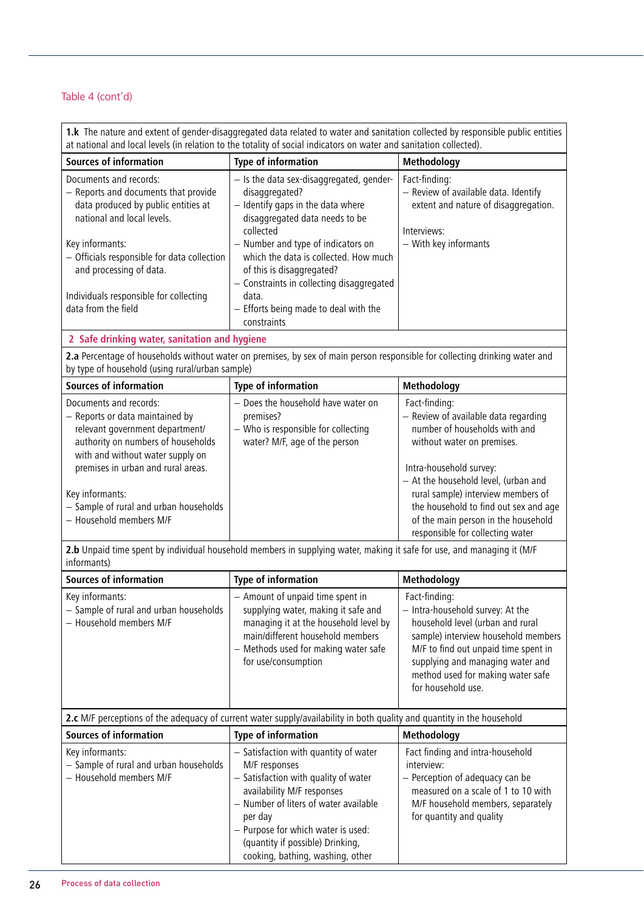Table 4 (cont'd)

| **1.k** The nature and extent of gender-disaggregated data related to water and sanitation collected by responsible public entities at national and local levels (in relation to the totality of social indicators on water and sanitation collected). | | |
|---|---|---|
| **Sources of information** | **Type of information** | **Methodology** |
| Documents and records:<br>– Reports and documents that provide data produced by public entities at national and local levels.<br><br>Key informants:<br>– Officials responsible for data collection and processing of data.<br><br>Individuals responsible for collecting data from the field | – Is the data sex-disaggregated, gender-disaggregated?<br>– Identify gaps in the data where disaggregated data needs to be collected<br>– Number and type of indicators on which the data is collected. How much of this is disaggregated?<br>– Constraints in collecting disaggregated data.<br>– Efforts being made to deal with the constraints | Fact-finding:<br>– Review of available data. Identify extent and nature of disaggregation.<br><br>Interviews:<br>– With key informants |
| **2 Safe drinking water, sanitation and hygiene** | | |
| **2.a** Percentage of households without water on premises, by sex of main person responsible for collecting drinking water and by type of household (using rural/urban sample) | | |
| **Sources of information** | **Type of information** | **Methodology** |
| Documents and records:<br>– Reports or data maintained by relevant government department/ authority on numbers of households with and without water supply on premises in urban and rural areas.<br><br>Key informants:<br>– Sample of rural and urban households<br>– Household members M/F | – Does the household have water on premises?<br>– Who is responsible for collecting water? M/F, age of the person | Fact-finding:<br>– Review of available data regarding number of households with and without water on premises.<br><br>Intra-household survey:<br>– At the household level, (urban and rural sample) interview members of the household to find out sex and age of the main person in the household responsible for collecting water |
| **2.b** Unpaid time spent by individual household members in supplying water, making it safe for use, and managing it (M/F informants) | | |
| **Sources of information** | **Type of information** | **Methodology** |
| Key informants:<br>– Sample of rural and urban households<br>– Household members M/F | – Amount of unpaid time spent in supplying water, making it safe and managing it at the household level by main/different household members<br>– Methods used for making water safe for use/consumption | Fact-finding:<br>– Intra-household survey: At the household level (urban and rural sample) interview household members M/F to find out unpaid time spent in supplying and managing water and method used for making water safe for household use. |
| **2.c** M/F perceptions of the adequacy of current water supply/availability in both quality and quantity in the household | | |
| **Sources of information** | **Type of information** | **Methodology** |
| Key informants:<br>– Sample of rural and urban households<br>– Household members M/F | – Satisfaction with quantity of water M/F responses<br>– Satisfaction with quality of water availability M/F responses<br>– Number of liters of water available per day<br>– Purpose for which water is used: (quantity if possible) Drinking, cooking, bathing, washing, other | Fact finding and intra-household interview:<br>– Perception of adequacy can be measured on a scale of 1 to 10 with M/F household members, separately for quantity and quality |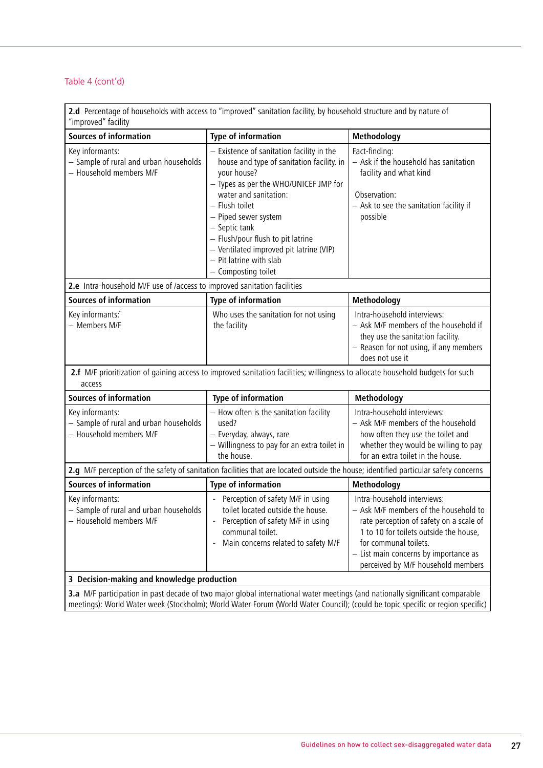Table 4 (cont'd)

| **2.d** Percentage of households with access to "improved" sanitation facility, by household structure and by nature of "improved" facility | | |
|---|---|---|
| **Sources of information** | **Type of information** | **Methodology** |
| Key informants:<br>– Sample of rural and urban households<br>– Household members M/F | – Existence of sanitation facility in the house and type of sanitation facility. in your house?<br>– Types as per the WHO/UNICEF JMP for water and sanitation:<br>– Flush toilet<br>– Piped sewer system<br>– Septic tank<br>– Flush/pour flush to pit latrine<br>– Ventilated improved pit latrine (VIP)<br>– Pit latrine with slab<br>– Composting toilet | Fact-finding:<br>– Ask if the household has sanitation facility and what kind<br><br>Observation:<br>– Ask to see the sanitation facility if possible |
| **2.e** Intra-household M/F use of /access to improved sanitation facilities | | |
| **Sources of information** | **Type of information** | **Methodology** |
| Key informants:¨<br>– Members M/F | Who uses the sanitation for not using the facility | Intra-household interviews:<br>– Ask M/F members of the household if they use the sanitation facility.<br>– Reason for not using, if any members does not use it |
| **2.f** M/F prioritization of gaining access to improved sanitation facilities; willingness to allocate household budgets for such access | | |
| **Sources of information** | **Type of information** | **Methodology** |
| Key informants:<br>– Sample of rural and urban households<br>– Household members M/F | – How often is the sanitation facility used?<br>– Everyday, always, rare<br>– Willingness to pay for an extra toilet in the house. | Intra-household interviews:<br>– Ask M/F members of the household how often they use the toilet and whether they would be willing to pay for an extra toilet in the house. |
| **2.g** M/F perception of the safety of sanitation facilities that are located outside the house; identified particular safety concerns | | |
| **Sources of information** | **Type of information** | **Methodology** |
| Key informants:<br>– Sample of rural and urban households<br>– Household members M/F | - Perception of safety M/F in using toilet located outside the house.<br>- Perception of safety M/F in using communal toilet.<br>- Main concerns related to safety M/F | Intra-household interviews:<br>– Ask M/F members of the household to rate perception of safety on a scale of 1 to 10 for toilets outside the house, for communal toilets.<br>– List main concerns by importance as perceived by M/F household members |
| **3 Decision-making and knowledge production** | | |
| **3.a** M/F participation in past decade of two major global international water meetings (and nationally significant comparable meetings): World Water week (Stockholm); World Water Forum (World Water Council); (could be topic specific or region specific) | | |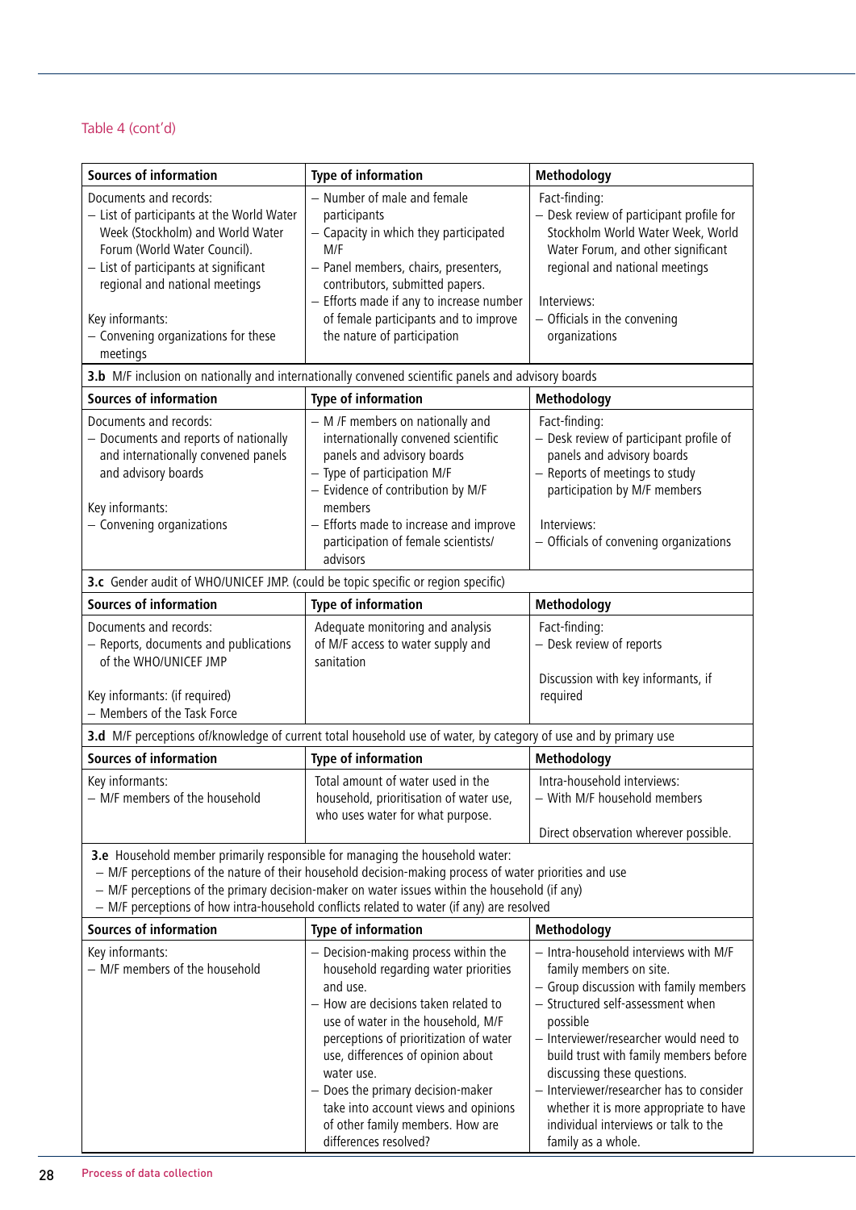Table 4 (cont'd)

| Sources of information | Type of information | Methodology |
|---|---|---|
| Documents and records:<br>– List of participants at the World Water Week (Stockholm) and World Water Forum (World Water Council).<br>– List of participants at significant regional and national meetings<br><br>Key informants:<br>– Convening organizations for these meetings | – Number of male and female participants<br>– Capacity in which they participated M/F<br>– Panel members, chairs, presenters, contributors, submitted papers.<br>– Efforts made if any to increase number of female participants and to improve the nature of participation | Fact-finding:<br>– Desk review of participant profile for Stockholm World Water Week, World Water Forum, and other significant regional and national meetings<br><br>Interviews:<br>– Officials in the convening organizations |

**3.b** M/F inclusion on nationally and internationally convened scientific panels and advisory boards

| Sources of information | Type of information | Methodology |
|---|---|---|
| Documents and records:<br>– Documents and reports of nationally and internationally convened panels and advisory boards<br><br>Key informants:<br>– Convening organizations | – M /F members on nationally and internationally convened scientific panels and advisory boards<br>– Type of participation M/F<br>– Evidence of contribution by M/F members<br>– Efforts made to increase and improve participation of female scientists/ advisors | Fact-finding:<br>– Desk review of participant profile of panels and advisory boards<br>– Reports of meetings to study participation by M/F members<br><br>Interviews:<br>– Officials of convening organizations |

**3.c** Gender audit of WHO/UNICEF JMP. (could be topic specific or region specific)

| Sources of information | Type of information | Methodology |
|---|---|---|
| Documents and records:<br>– Reports, documents and publications of the WHO/UNICEF JMP<br><br>Key informants: (if required)<br>– Members of the Task Force | Adequate monitoring and analysis of M/F access to water supply and sanitation | Fact-finding:<br>– Desk review of reports<br><br>Discussion with key informants, if required |

**3.d** M/F perceptions of/knowledge of current total household use of water, by category of use and by primary use

| Sources of information | Type of information | Methodology |
|---|---|---|
| Key informants:<br>– M/F members of the household | Total amount of water used in the household, prioritisation of water use, who uses water for what purpose. | Intra-household interviews:<br>– With M/F household members<br><br>Direct observation wherever possible. |

**3.e** Household member primarily responsible for managing the household water:
– M/F perceptions of the nature of their household decision-making process of water priorities and use
– M/F perceptions of the primary decision-maker on water issues within the household (if any)
– M/F perceptions of how intra-household conflicts related to water (if any) are resolved

| Sources of information | Type of information | Methodology |
|---|---|---|
| Key informants:<br>– M/F members of the household | – Decision-making process within the household regarding water priorities and use.<br>– How are decisions taken related to use of water in the household, M/F perceptions of prioritization of water use, differences of opinion about water use.<br>– Does the primary decision-maker take into account views and opinions of other family members. How are differences resolved? | – Intra-household interviews with M/F family members on site.<br>– Group discussion with family members<br>– Structured self-assessment when possible<br>– Interviewer/researcher would need to build trust with family members before discussing these questions.<br>– Interviewer/researcher has to consider whether it is more appropriate to have individual interviews or talk to the family as a whole. |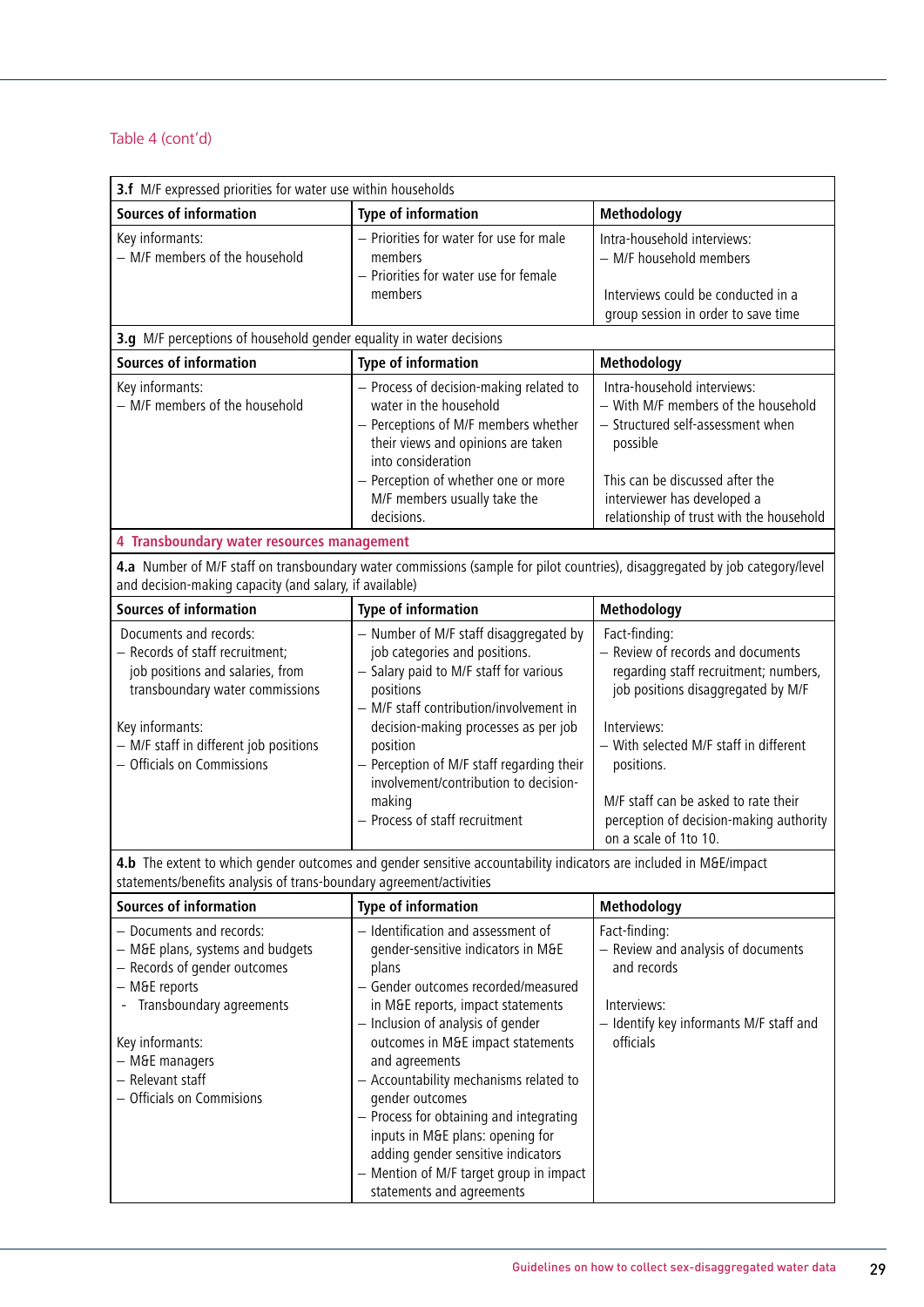Table 4 (cont'd)

| **3.f** M/F expressed priorities for water use within households | | |
|---|---|---|
| **Sources of information** | **Type of information** | **Methodology** |
| Key informants:<br>– M/F members of the household | – Priorities for water for use for male members<br>– Priorities for water use for female members | Intra-household interviews:<br>– M/F household members<br><br>Interviews could be conducted in a group session in order to save time |
| **3.g** M/F perceptions of household gender equality in water decisions | | |
| **Sources of information** | **Type of information** | **Methodology** |
| Key informants:<br>– M/F members of the household | – Process of decision-making related to water in the household<br>– Perceptions of M/F members whether their views and opinions are taken into consideration<br>– Perception of whether one or more M/F members usually take the decisions. | Intra-household interviews:<br>– With M/F members of the household<br>– Structured self-assessment when possible<br><br>This can be discussed after the interviewer has developed a relationship of trust with the household |
| **4 Transboundary water resources management** | | |
| **4.a** Number of M/F staff on transboundary water commissions (sample for pilot countries), disaggregated by job category/level and decision-making capacity (and salary, if available) | | |
| **Sources of information** | **Type of information** | **Methodology** |
| Documents and records:<br>– Records of staff recruitment; job positions and salaries, from transboundary water commissions<br><br>Key informants:<br>– M/F staff in different job positions<br>– Officials on Commissions | – Number of M/F staff disaggregated by job categories and positions.<br>– Salary paid to M/F staff for various positions<br>– M/F staff contribution/involvement in decision-making processes as per job position<br>– Perception of M/F staff regarding their involvement/contribution to decision-making<br>– Process of staff recruitment | Fact-finding:<br>– Review of records and documents regarding staff recruitment; numbers, job positions disaggregated by M/F<br><br>Interviews:<br>– With selected M/F staff in different positions.<br><br>M/F staff can be asked to rate their perception of decision-making authority on a scale of 1to 10. |
| **4.b** The extent to which gender outcomes and gender sensitive accountability indicators are included in M&E/impact statements/benefits analysis of trans-boundary agreement/activities | | |
| **Sources of information** | **Type of information** | **Methodology** |
| – Documents and records:<br>– M&E plans, systems and budgets<br>– Records of gender outcomes<br>– M&E reports<br>- Transboundary agreements<br><br>Key informants:<br>– M&E managers<br>– Relevant staff<br>– Officials on Commisions | – Identification and assessment of gender-sensitive indicators in M&E plans<br>– Gender outcomes recorded/measured in M&E reports, impact statements<br>– Inclusion of analysis of gender outcomes in M&E impact statements and agreements<br>– Accountability mechanisms related to gender outcomes<br>– Process for obtaining and integrating inputs in M&E plans: opening for adding gender sensitive indicators<br>– Mention of M/F target group in impact statements and agreements | Fact-finding:<br>– Review and analysis of documents and records<br><br>Interviews:<br>– Identify key informants M/F staff and officials |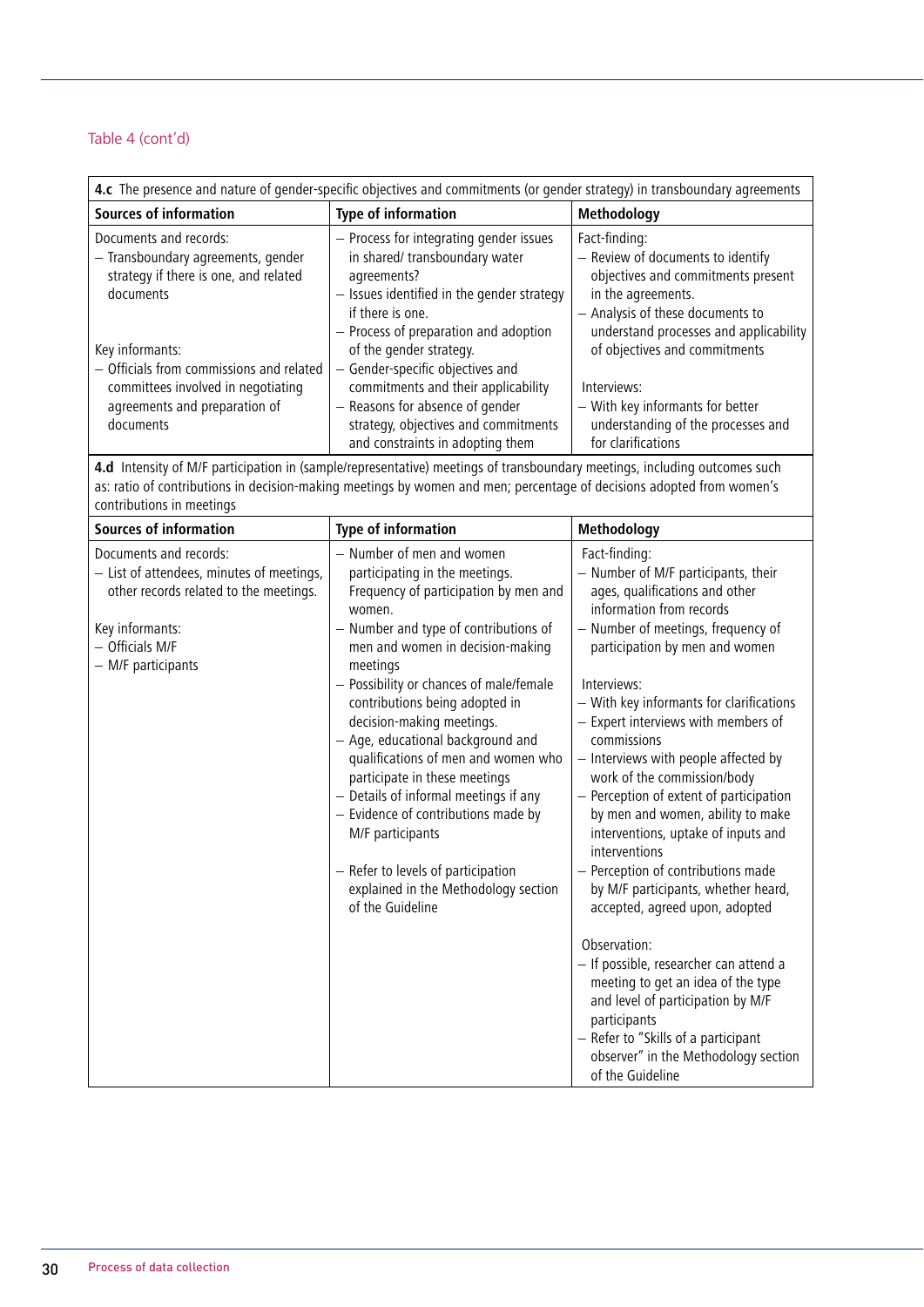Table 4 (cont'd)

| **4.c** The presence and nature of gender-specific objectives and commitments (or gender strategy) in transboundary agreements | | |
|---|---|---|
| **Sources of information** | **Type of information** | **Methodology** |
| Documents and records:<br>– Transboundary agreements, gender strategy if there is one, and related documents<br><br>Key informants:<br>– Officials from commissions and related committees involved in negotiating agreements and preparation of documents | – Process for integrating gender issues in shared/ transboundary water agreements?<br>– Issues identified in the gender strategy if there is one.<br>– Process of preparation and adoption of the gender strategy.<br>– Gender-specific objectives and commitments and their applicability<br>– Reasons for absence of gender strategy, objectives and commitments and constraints in adopting them | Fact-finding:<br>– Review of documents to identify objectives and commitments present in the agreements.<br>– Analysis of these documents to understand processes and applicability of objectives and commitments<br><br>Interviews:<br>– With key informants for better understanding of the processes and for clarifications |

| **4.d** Intensity of M/F participation in (sample/representative) meetings of transboundary meetings, including outcomes such as: ratio of contributions in decision-making meetings by women and men; percentage of decisions adopted from women's contributions in meetings | | |
|---|---|---|
| **Sources of information** | **Type of information** | **Methodology** |
| Documents and records:<br>– List of attendees, minutes of meetings, other records related to the meetings.<br><br>Key informants:<br>– Officials M/F<br>– M/F participants | – Number of men and women participating in the meetings. Frequency of participation by men and women.<br>– Number and type of contributions of men and women in decision-making meetings<br>– Possibility or chances of male/female contributions being adopted in decision-making meetings.<br>– Age, educational background and qualifications of men and women who participate in these meetings<br>– Details of informal meetings if any<br>– Evidence of contributions made by M/F participants<br><br>– Refer to levels of participation explained in the Methodology section of the Guideline | Fact-finding:<br>– Number of M/F participants, their ages, qualifications and other information from records<br>– Number of meetings, frequency of participation by men and women<br><br>Interviews:<br>– With key informants for clarifications<br>– Expert interviews with members of commissions<br>– Interviews with people affected by work of the commission/body<br>– Perception of extent of participation by men and women, ability to make interventions, uptake of inputs and interventions<br>– Perception of contributions made by M/F participants, whether heard, accepted, agreed upon, adopted<br><br>Observation:<br>– If possible, researcher can attend a meeting to get an idea of the type and level of participation by M/F participants<br>– Refer to "Skills of a participant observer" in the Methodology section of the Guideline |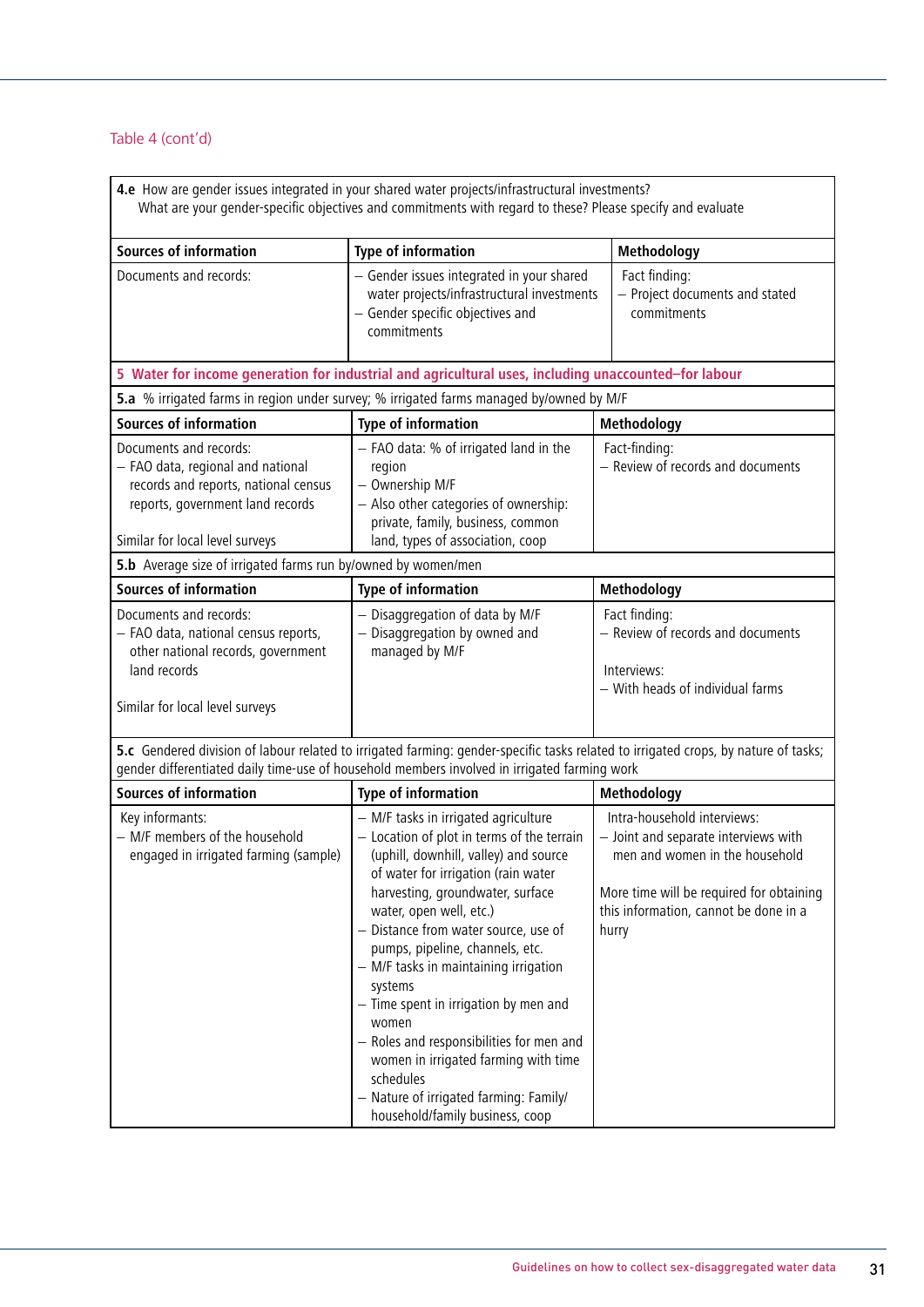Table 4 (cont'd)

| **4.e** How are gender issues integrated in your shared water projects/infrastructural investments? What are your gender-specific objectives and commitments with regard to these? Please specify and evaluate | | |
|---|---|---|
| **Sources of information** | **Type of information** | **Methodology** |
| Documents and records: | – Gender issues integrated in your shared water projects/infrastructural investments<br>– Gender specific objectives and commitments | Fact finding:<br>– Project documents and stated commitments |

**5 Water for income generation for industrial and agricultural uses, including unaccounted–for labour**

| **5.a** % irrigated farms in region under survey; % irrigated farms managed by/owned by M/F | | |
|---|---|---|
| **Sources of information** | **Type of information** | **Methodology** |
| Documents and records:<br>– FAO data, regional and national records and reports, national census reports, government land records<br><br>Similar for local level surveys | – FAO data: % of irrigated land in the region<br>– Ownership M/F<br>– Also other categories of ownership: private, family, business, common land, types of association, coop | Fact-finding:<br>– Review of records and documents |

| **5.b** Average size of irrigated farms run by/owned by women/men | | |
|---|---|---|
| **Sources of information** | **Type of information** | **Methodology** |
| Documents and records:<br>– FAO data, national census reports, other national records, government land records<br><br>Similar for local level surveys | – Disaggregation of data by M/F<br>– Disaggregation by owned and managed by M/F | Fact finding:<br>– Review of records and documents<br><br>Interviews:<br>– With heads of individual farms |

| **5.c** Gendered division of labour related to irrigated farming: gender-specific tasks related to irrigated crops, by nature of tasks; gender differentiated daily time-use of household members involved in irrigated farming work | | |
|---|---|---|
| **Sources of information** | **Type of information** | **Methodology** |
| Key informants:<br>– M/F members of the household engaged in irrigated farming (sample) | – M/F tasks in irrigated agriculture<br>– Location of plot in terms of the terrain (uphill, downhill, valley) and source of water for irrigation (rain water harvesting, groundwater, surface water, open well, etc.)<br>– Distance from water source, use of pumps, pipeline, channels, etc.<br>– M/F tasks in maintaining irrigation systems<br>– Time spent in irrigation by men and women<br>– Roles and responsibilities for men and women in irrigated farming with time schedules<br>– Nature of irrigated farming: Family/household/family business, coop | Intra-household interviews:<br>– Joint and separate interviews with men and women in the household<br><br>More time will be required for obtaining this information, cannot be done in a hurry |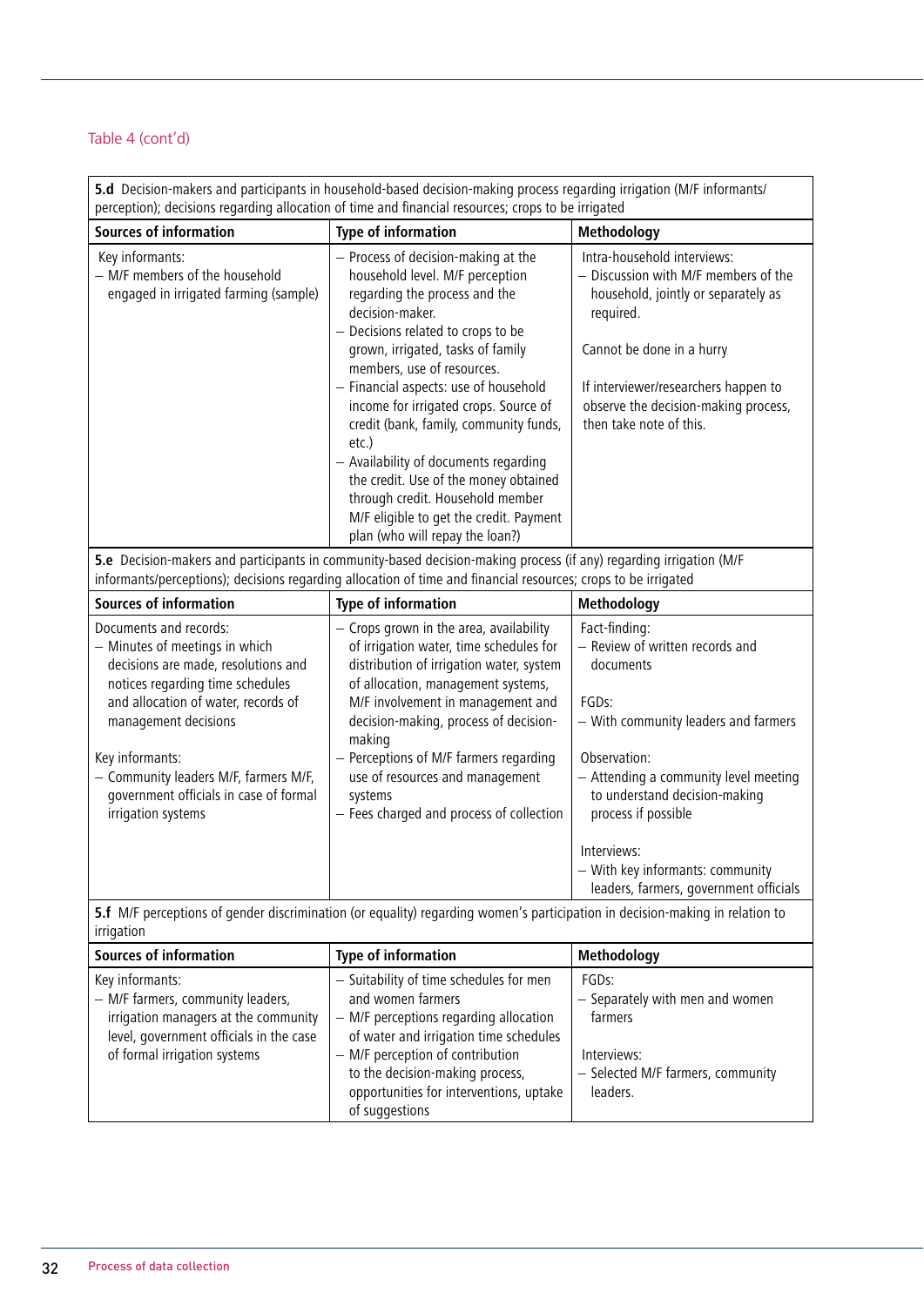Table 4 (cont'd)

| **5.d** Decision-makers and participants in household-based decision-making process regarding irrigation (M/F informants/ perception); decisions regarding allocation of time and financial resources; crops to be irrigated | | |
|---|---|---|
| **Sources of information** | **Type of information** | **Methodology** |
| Key informants:<br>– M/F members of the household engaged in irrigated farming (sample) | – Process of decision-making at the household level. M/F perception regarding the process and the decision-maker.<br>– Decisions related to crops to be grown, irrigated, tasks of family members, use of resources.<br>– Financial aspects: use of household income for irrigated crops. Source of credit (bank, family, community funds, etc.)<br>– Availability of documents regarding the credit. Use of the money obtained through credit. Household member M/F eligible to get the credit. Payment plan (who will repay the loan?) | Intra-household interviews:<br>– Discussion with M/F members of the household, jointly or separately as required.<br><br>Cannot be done in a hurry<br><br>If interviewer/researchers happen to observe the decision-making process, then take note of this. |

| **5.e** Decision-makers and participants in community-based decision-making process (if any) regarding irrigation (M/F informants/perceptions); decisions regarding allocation of time and financial resources; crops to be irrigated | | |
|---|---|---|
| **Sources of information** | **Type of information** | **Methodology** |
| Documents and records:<br>– Minutes of meetings in which decisions are made, resolutions and notices regarding time schedules and allocation of water, records of management decisions<br><br>Key informants:<br>– Community leaders M/F, farmers M/F, government officials in case of formal irrigation systems | – Crops grown in the area, availability of irrigation water, time schedules for distribution of irrigation water, system of allocation, management systems, M/F involvement in management and decision-making, process of decision-making<br>– Perceptions of M/F farmers regarding use of resources and management systems<br>– Fees charged and process of collection | Fact-finding:<br>– Review of written records and documents<br><br>FGDs:<br>– With community leaders and farmers<br><br>Observation:<br>– Attending a community level meeting to understand decision-making process if possible<br><br>Interviews:<br>– With key informants: community leaders, farmers, government officials |

| **5.f** M/F perceptions of gender discrimination (or equality) regarding women's participation in decision-making in relation to irrigation | | |
|---|---|---|
| **Sources of information** | **Type of information** | **Methodology** |
| Key informants:<br>– M/F farmers, community leaders, irrigation managers at the community level, government officials in the case of formal irrigation systems | – Suitability of time schedules for men and women farmers<br>– M/F perceptions regarding allocation of water and irrigation time schedules<br>– M/F perception of contribution to the decision-making process, opportunities for interventions, uptake of suggestions | FGDs:<br>– Separately with men and women farmers<br><br>Interviews:<br>– Selected M/F farmers, community leaders. |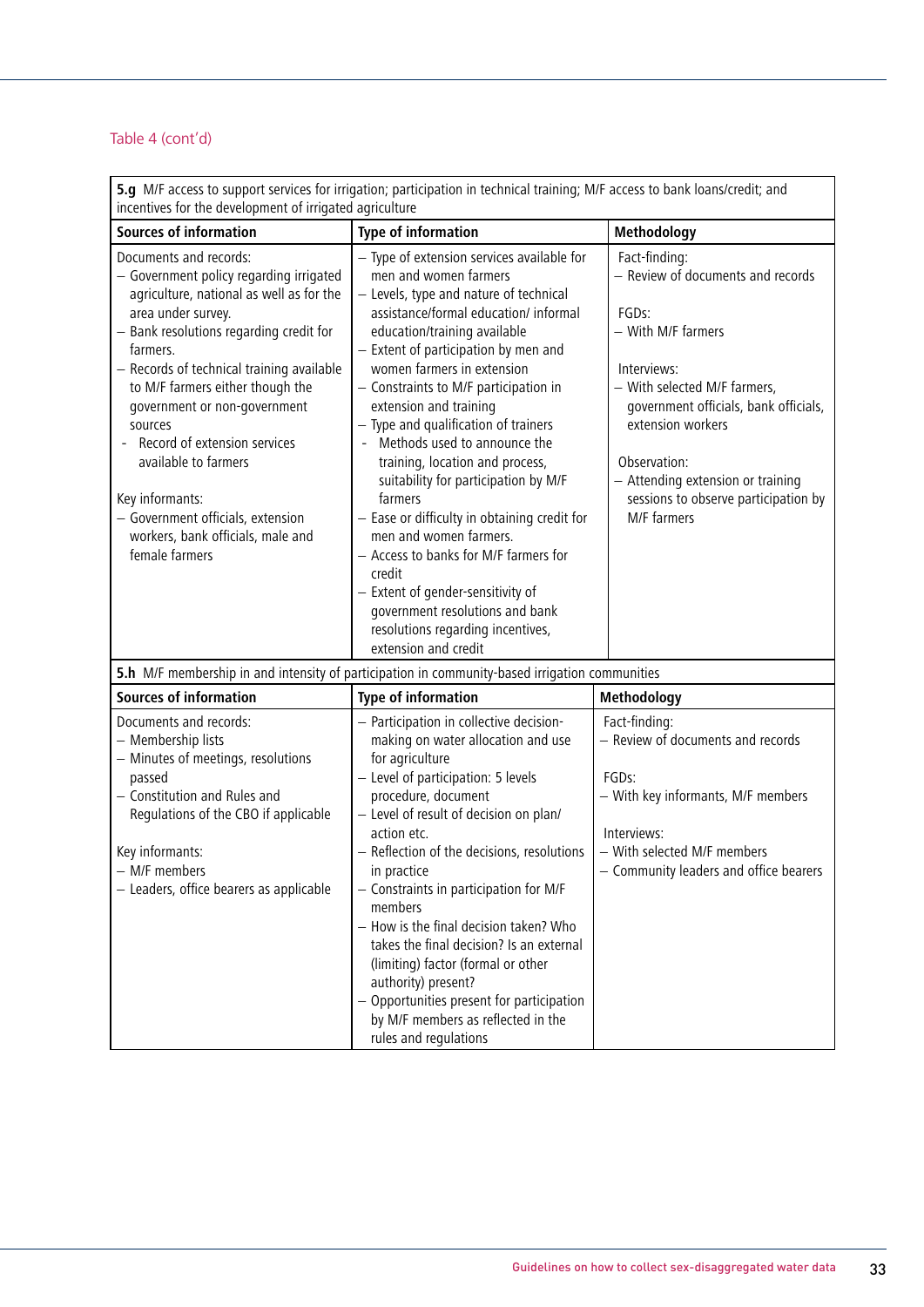Table 4 (cont'd)

| **5.g** M/F access to support services for irrigation; participation in technical training; M/F access to bank loans/credit; and incentives for the development of irrigated agriculture | | |
|---|---|---|
| **Sources of information** | **Type of information** | **Methodology** |
| Documents and records:<br>– Government policy regarding irrigated agriculture, national as well as for the area under survey.<br>– Bank resolutions regarding credit for farmers.<br>– Records of technical training available to M/F farmers either though the government or non-government sources<br>- Record of extension services available to farmers<br><br>Key informants:<br>– Government officials, extension workers, bank officials, male and female farmers | – Type of extension services available for men and women farmers<br>– Levels, type and nature of technical assistance/formal education/ informal education/training available<br>– Extent of participation by men and women farmers in extension<br>– Constraints to M/F participation in extension and training<br>– Type and qualification of trainers<br>- Methods used to announce the training, location and process, suitability for participation by M/F farmers<br>– Ease or difficulty in obtaining credit for men and women farmers.<br>– Access to banks for M/F farmers for credit<br>– Extent of gender-sensitivity of government resolutions and bank resolutions regarding incentives, extension and credit | Fact-finding:<br>– Review of documents and records<br><br>FGDs:<br>– With M/F farmers<br><br>Interviews:<br>– With selected M/F farmers, government officials, bank officials, extension workers<br><br>Observation:<br>– Attending extension or training sessions to observe participation by M/F farmers |

| **5.h** M/F membership in and intensity of participation in community-based irrigation communities | | |
|---|---|---|
| **Sources of information** | **Type of information** | **Methodology** |
| Documents and records:<br>– Membership lists<br>– Minutes of meetings, resolutions passed<br>– Constitution and Rules and Regulations of the CBO if applicable<br><br>Key informants:<br>– M/F members<br>– Leaders, office bearers as applicable | – Participation in collective decision-making on water allocation and use for agriculture<br>– Level of participation: 5 levels procedure, document<br>– Level of result of decision on plan/ action etc.<br>– Reflection of the decisions, resolutions in practice<br>– Constraints in participation for M/F members<br>– How is the final decision taken? Who takes the final decision? Is an external (limiting) factor (formal or other authority) present?<br>– Opportunities present for participation by M/F members as reflected in the rules and regulations | Fact-finding:<br>– Review of documents and records<br><br>FGDs:<br>– With key informants, M/F members<br><br>Interviews:<br>– With selected M/F members<br>– Community leaders and office bearers |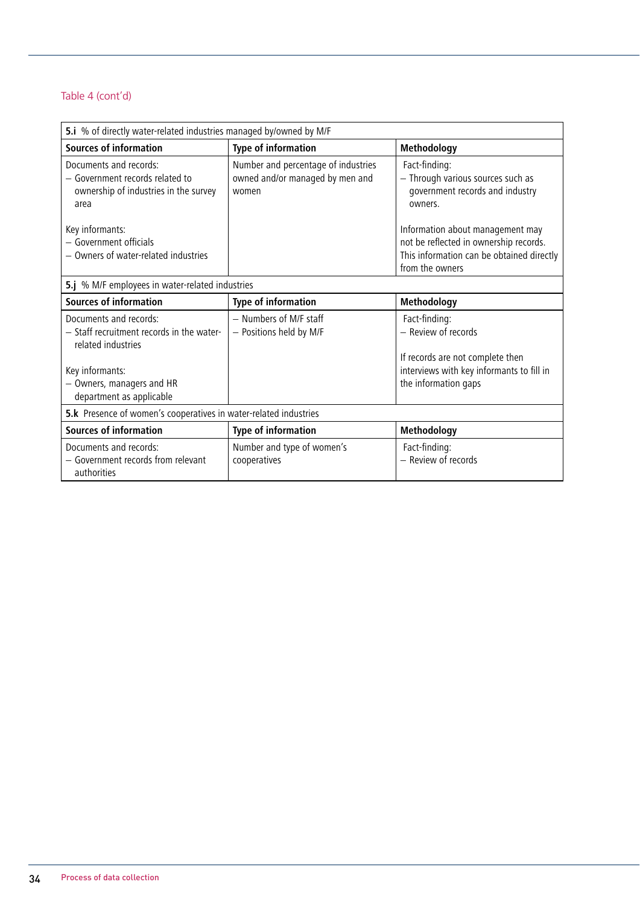Table 4 (cont'd)

| **5.i** % of directly water-related industries managed by/owned by M/F | | |
|---|---|---|
| **Sources of information** | **Type of information** | **Methodology** |
| Documents and records:<br>– Government records related to ownership of industries in the survey area<br><br>Key informants:<br>– Government officials<br>– Owners of water-related industries | Number and percentage of industries owned and/or managed by men and women | Fact-finding:<br>– Through various sources such as government records and industry owners.<br><br>Information about management may not be reflected in ownership records. This information can be obtained directly from the owners |
| **5.j** % M/F employees in water-related industries | | |
| **Sources of information** | **Type of information** | **Methodology** |
| Documents and records:<br>– Staff recruitment records in the water-related industries<br><br>Key informants:<br>– Owners, managers and HR department as applicable | – Numbers of M/F staff<br>– Positions held by M/F | Fact-finding:<br>– Review of records<br><br>If records are not complete then interviews with key informants to fill in the information gaps |
| **5.k** Presence of women's cooperatives in water-related industries | | |
| **Sources of information** | **Type of information** | **Methodology** |
| Documents and records:<br>– Government records from relevant authorities | Number and type of women's cooperatives | Fact-finding:<br>– Review of records |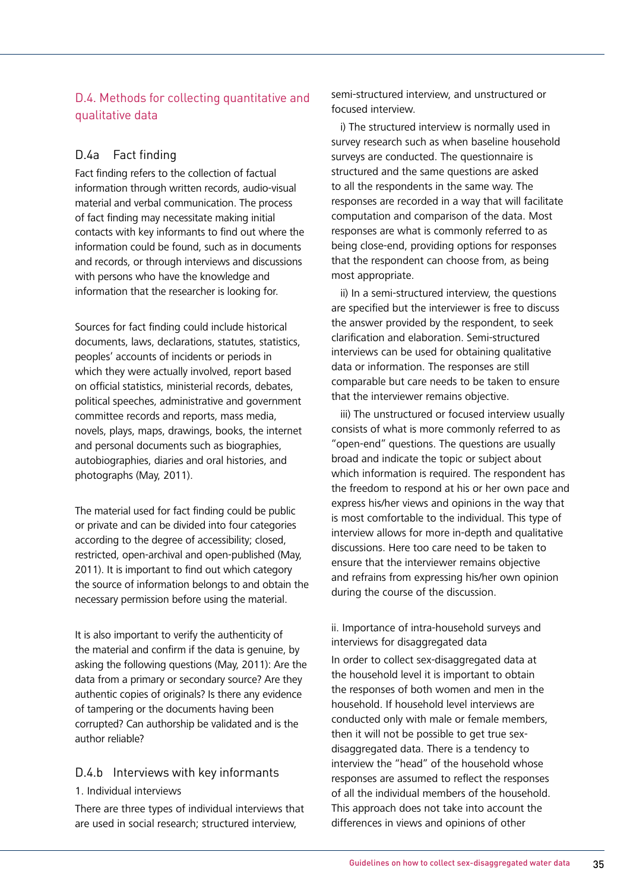## D.4. Methods for collecting quantitative and qualitative data

### D.4a Fact finding

Fact finding refers to the collection of factual information through written records, audio-visual material and verbal communication. The process of fact finding may necessitate making initial contacts with key informants to find out where the information could be found, such as in documents and records, or through interviews and discussions with persons who have the knowledge and information that the researcher is looking for.

Sources for fact finding could include historical documents, laws, declarations, statutes, statistics, peoples' accounts of incidents or periods in which they were actually involved, report based on official statistics, ministerial records, debates, political speeches, administrative and government committee records and reports, mass media, novels, plays, maps, drawings, books, the internet and personal documents such as biographies, autobiographies, diaries and oral histories, and photographs (May, 2011).

The material used for fact finding could be public or private and can be divided into four categories according to the degree of accessibility; closed, restricted, open-archival and open-published (May, 2011). It is important to find out which category the source of information belongs to and obtain the necessary permission before using the material.

It is also important to verify the authenticity of the material and confirm if the data is genuine, by asking the following questions (May, 2011): Are the data from a primary or secondary source? Are they authentic copies of originals? Is there any evidence of tampering or the documents having been corrupted? Can authorship be validated and is the author reliable?

### D.4.b Interviews with key informants

1. Individual interviews

There are three types of individual interviews that are used in social research; structured interview, semi-structured interview, and unstructured or focused interview.

i) The structured interview is normally used in survey research such as when baseline household surveys are conducted. The questionnaire is structured and the same questions are asked to all the respondents in the same way. The responses are recorded in a way that will facilitate computation and comparison of the data. Most responses are what is commonly referred to as being close-end, providing options for responses that the respondent can choose from, as being most appropriate.

ii) In a semi-structured interview, the questions are specified but the interviewer is free to discuss the answer provided by the respondent, to seek clarification and elaboration. Semi-structured interviews can be used for obtaining qualitative data or information. The responses are still comparable but care needs to be taken to ensure that the interviewer remains objective.

iii) The unstructured or focused interview usually consists of what is more commonly referred to as "open-end" questions. The questions are usually broad and indicate the topic or subject about which information is required. The respondent has the freedom to respond at his or her own pace and express his/her views and opinions in the way that is most comfortable to the individual. This type of interview allows for more in-depth and qualitative discussions. Here too care need to be taken to ensure that the interviewer remains objective and refrains from expressing his/her own opinion during the course of the discussion.

ii. Importance of intra-household surveys and interviews for disaggregated data

In order to collect sex-disaggregated data at the household level it is important to obtain the responses of both women and men in the household. If household level interviews are conducted only with male or female members, then it will not be possible to get true sex-disaggregated data. There is a tendency to interview the "head" of the household whose responses are assumed to reflect the responses of all the individual members of the household. This approach does not take into account the differences in views and opinions of other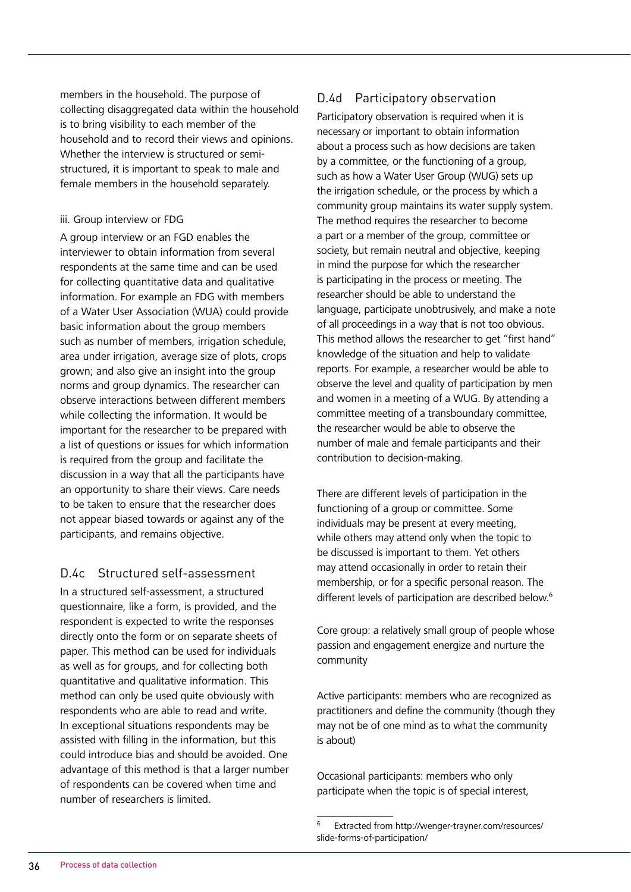members in the household. The purpose of collecting disaggregated data within the household is to bring visibility to each member of the household and to record their views and opinions. Whether the interview is structured or semi-structured, it is important to speak to male and female members in the household separately.

iii. Group interview or FDG

A group interview or an FGD enables the interviewer to obtain information from several respondents at the same time and can be used for collecting quantitative data and qualitative information. For example an FDG with members of a Water User Association (WUA) could provide basic information about the group members such as number of members, irrigation schedule, area under irrigation, average size of plots, crops grown; and also give an insight into the group norms and group dynamics. The researcher can observe interactions between different members while collecting the information. It would be important for the researcher to be prepared with a list of questions or issues for which information is required from the group and facilitate the discussion in a way that all the participants have an opportunity to share their views. Care needs to be taken to ensure that the researcher does not appear biased towards or against any of the participants, and remains objective.

### D.4c Structured self-assessment

In a structured self-assessment, a structured questionnaire, like a form, is provided, and the respondent is expected to write the responses directly onto the form or on separate sheets of paper. This method can be used for individuals as well as for groups, and for collecting both quantitative and qualitative information. This method can only be used quite obviously with respondents who are able to read and write. In exceptional situations respondents may be assisted with filling in the information, but this could introduce bias and should be avoided. One advantage of this method is that a larger number of respondents can be covered when time and number of researchers is limited.

### D.4d Participatory observation

Participatory observation is required when it is necessary or important to obtain information about a process such as how decisions are taken by a committee, or the functioning of a group, such as how a Water User Group (WUG) sets up the irrigation schedule, or the process by which a community group maintains its water supply system. The method requires the researcher to become a part or a member of the group, committee or society, but remain neutral and objective, keeping in mind the purpose for which the researcher is participating in the process or meeting. The researcher should be able to understand the language, participate unobtrusively, and make a note of all proceedings in a way that is not too obvious. This method allows the researcher to get "first hand" knowledge of the situation and help to validate reports. For example, a researcher would be able to observe the level and quality of participation by men and women in a meeting of a WUG. By attending a committee meeting of a transboundary committee, the researcher would be able to observe the number of male and female participants and their contribution to decision-making.

There are different levels of participation in the functioning of a group or committee. Some individuals may be present at every meeting, while others may attend only when the topic to be discussed is important to them. Yet others may attend occasionally in order to retain their membership, or for a specific personal reason. The different levels of participation are described below.[6]

Core group: a relatively small group of people whose passion and engagement energize and nurture the community

Active participants: members who are recognized as practitioners and define the community (though they may not be of one mind as to what the community is about)

Occasional participants: members who only participate when the topic is of special interest,

[6] Extracted from http://wenger-trayner.com/resources/slide-forms-of-participation/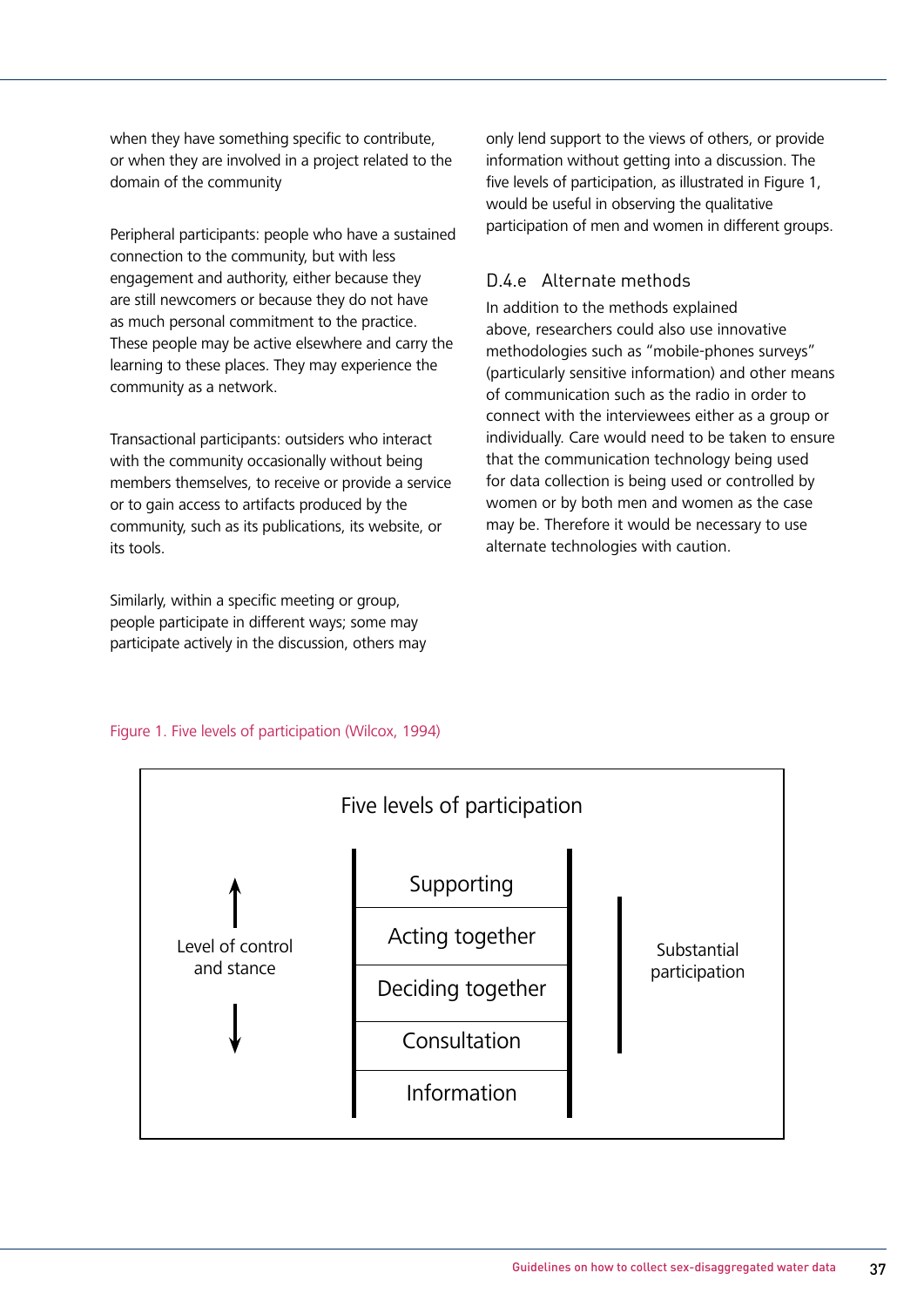when they have something specific to contribute, or when they are involved in a project related to the domain of the community

Peripheral participants: people who have a sustained connection to the community, but with less engagement and authority, either because they are still newcomers or because they do not have as much personal commitment to the practice. These people may be active elsewhere and carry the learning to these places. They may experience the community as a network.

Transactional participants: outsiders who interact with the community occasionally without being members themselves, to receive or provide a service or to gain access to artifacts produced by the community, such as its publications, its website, or its tools.

Similarly, within a specific meeting or group, people participate in different ways; some may participate actively in the discussion, others may only lend support to the views of others, or provide information without getting into a discussion. The five levels of participation, as illustrated in Figure 1, would be useful in observing the qualitative participation of men and women in different groups.

### D.4.e Alternate methods

In addition to the methods explained above, researchers could also use innovative methodologies such as "mobile-phones surveys" (particularly sensitive information) and other means of communication such as the radio in order to connect with the interviewees either as a group or individually. Care would need to be taken to ensure that the communication technology being used for data collection is being used or controlled by women or by both men and women as the case may be. Therefore it would be necessary to use alternate technologies with caution.

Figure 1. Five levels of participation (Wilcox, 1994)

**Five levels of participation**

| Level of control and stance (↑ / ↓) | Levels | |
|---|---|---|
| | Supporting | Substantial participation |
| | Acting together | |
| | Deciding together | |
| | Consultation | |
| | Information | |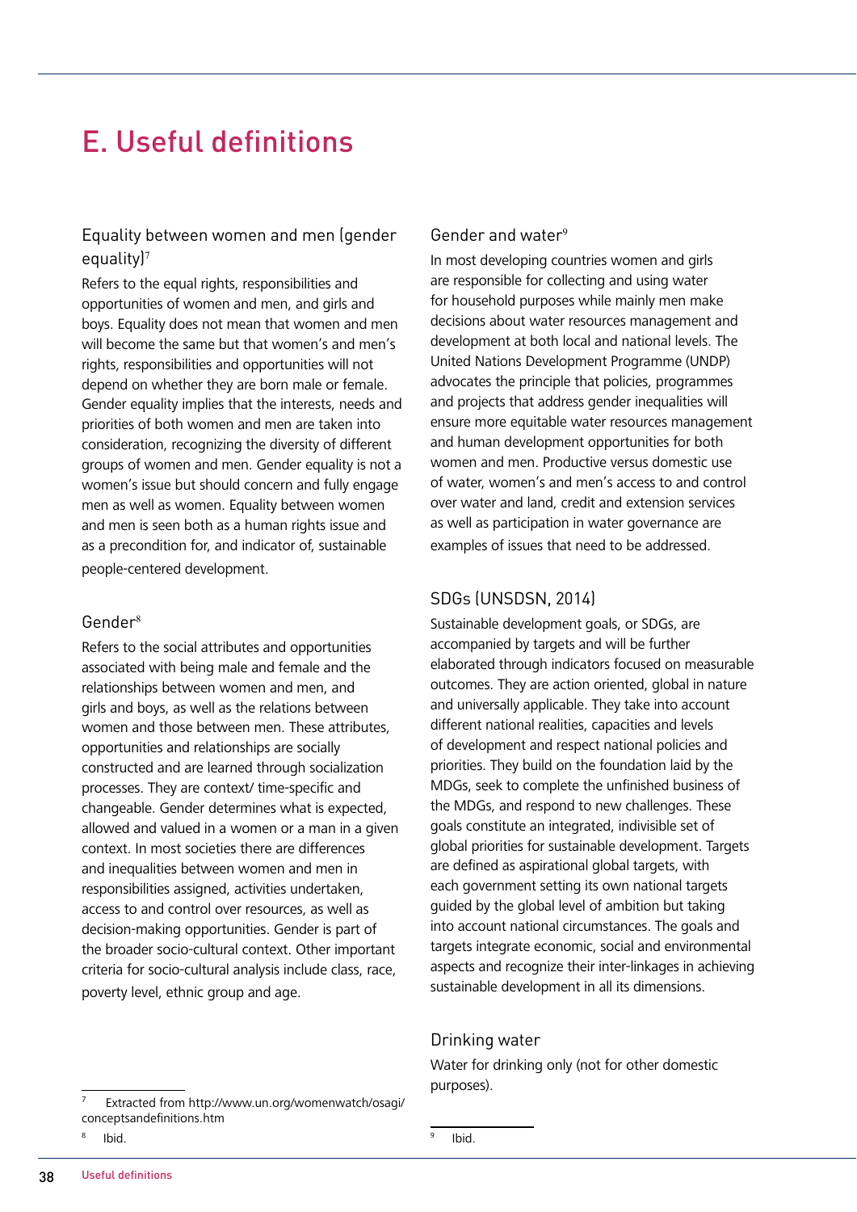# E. Useful definitions

### Equality between women and men (gender equality)[7]

Refers to the equal rights, responsibilities and opportunities of women and men, and girls and boys. Equality does not mean that women and men will become the same but that women's and men's rights, responsibilities and opportunities will not depend on whether they are born male or female. Gender equality implies that the interests, needs and priorities of both women and men are taken into consideration, recognizing the diversity of different groups of women and men. Gender equality is not a women's issue but should concern and fully engage men as well as women. Equality between women and men is seen both as a human rights issue and as a precondition for, and indicator of, sustainable people-centered development.

### Gender[8]

Refers to the social attributes and opportunities associated with being male and female and the relationships between women and men, and girls and boys, as well as the relations between women and those between men. These attributes, opportunities and relationships are socially constructed and are learned through socialization processes. They are context/ time-specific and changeable. Gender determines what is expected, allowed and valued in a women or a man in a given context. In most societies there are differences and inequalities between women and men in responsibilities assigned, activities undertaken, access to and control over resources, as well as decision-making opportunities. Gender is part of the broader socio-cultural context. Other important criteria for socio-cultural analysis include class, race, poverty level, ethnic group and age.

### Gender and water[9]

In most developing countries women and girls are responsible for collecting and using water for household purposes while mainly men make decisions about water resources management and development at both local and national levels. The United Nations Development Programme (UNDP) advocates the principle that policies, programmes and projects that address gender inequalities will ensure more equitable water resources management and human development opportunities for both women and men. Productive versus domestic use of water, women's and men's access to and control over water and land, credit and extension services as well as participation in water governance are examples of issues that need to be addressed.

### SDGs (UNSDSN, 2014)

Sustainable development goals, or SDGs, are accompanied by targets and will be further elaborated through indicators focused on measurable outcomes. They are action oriented, global in nature and universally applicable. They take into account different national realities, capacities and levels of development and respect national policies and priorities. They build on the foundation laid by the MDGs, seek to complete the unfinished business of the MDGs, and respond to new challenges. These goals constitute an integrated, indivisible set of global priorities for sustainable development. Targets are defined as aspirational global targets, with each government setting its own national targets guided by the global level of ambition but taking into account national circumstances. The goals and targets integrate economic, social and environmental aspects and recognize their inter-linkages in achieving sustainable development in all its dimensions.

### Drinking water

Water for drinking only (not for other domestic purposes).

---

[7] Extracted from http://www.un.org/womenwatch/osagi/conceptsandefinitions.htm

[8] Ibid.

[9] Ibid.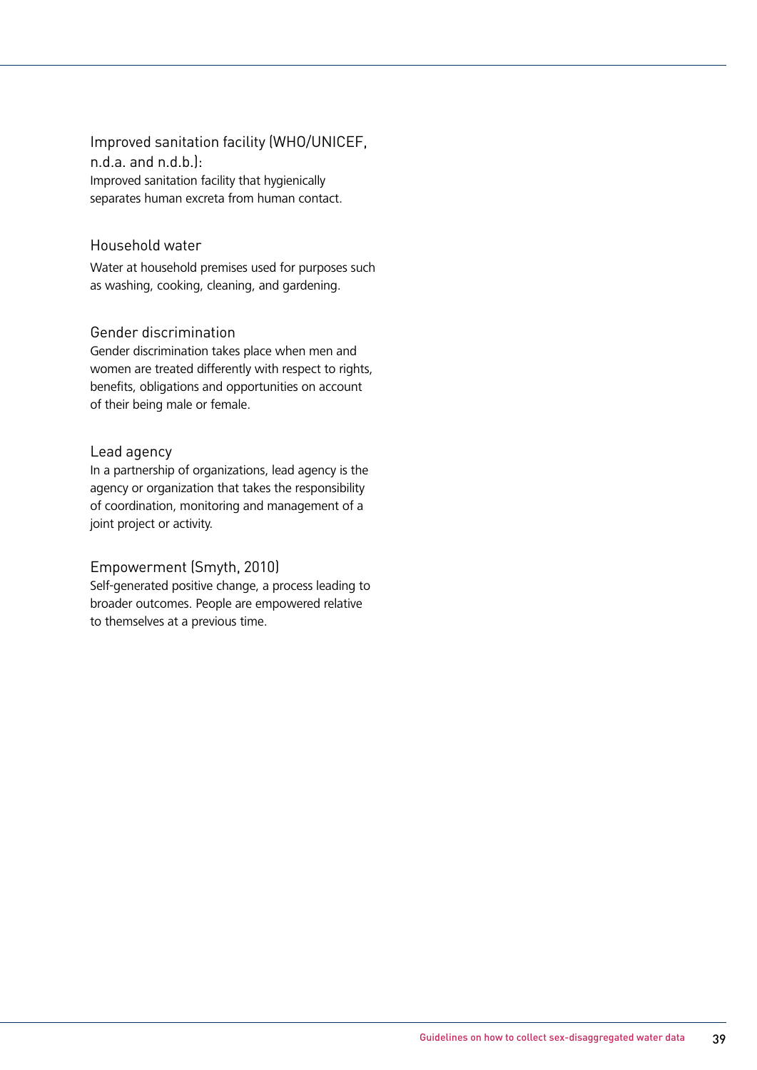### Improved sanitation facility (WHO/UNICEF, n.d.a. and n.d.b.):

Improved sanitation facility that hygienically separates human excreta from human contact.

### Household water

Water at household premises used for purposes such as washing, cooking, cleaning, and gardening.

### Gender discrimination

Gender discrimination takes place when men and women are treated differently with respect to rights, benefits, obligations and opportunities on account of their being male or female.

### Lead agency

In a partnership of organizations, lead agency is the agency or organization that takes the responsibility of coordination, monitoring and management of a joint project or activity.

### Empowerment (Smyth, 2010)

Self-generated positive change, a process leading to broader outcomes. People are empowered relative to themselves at a previous time.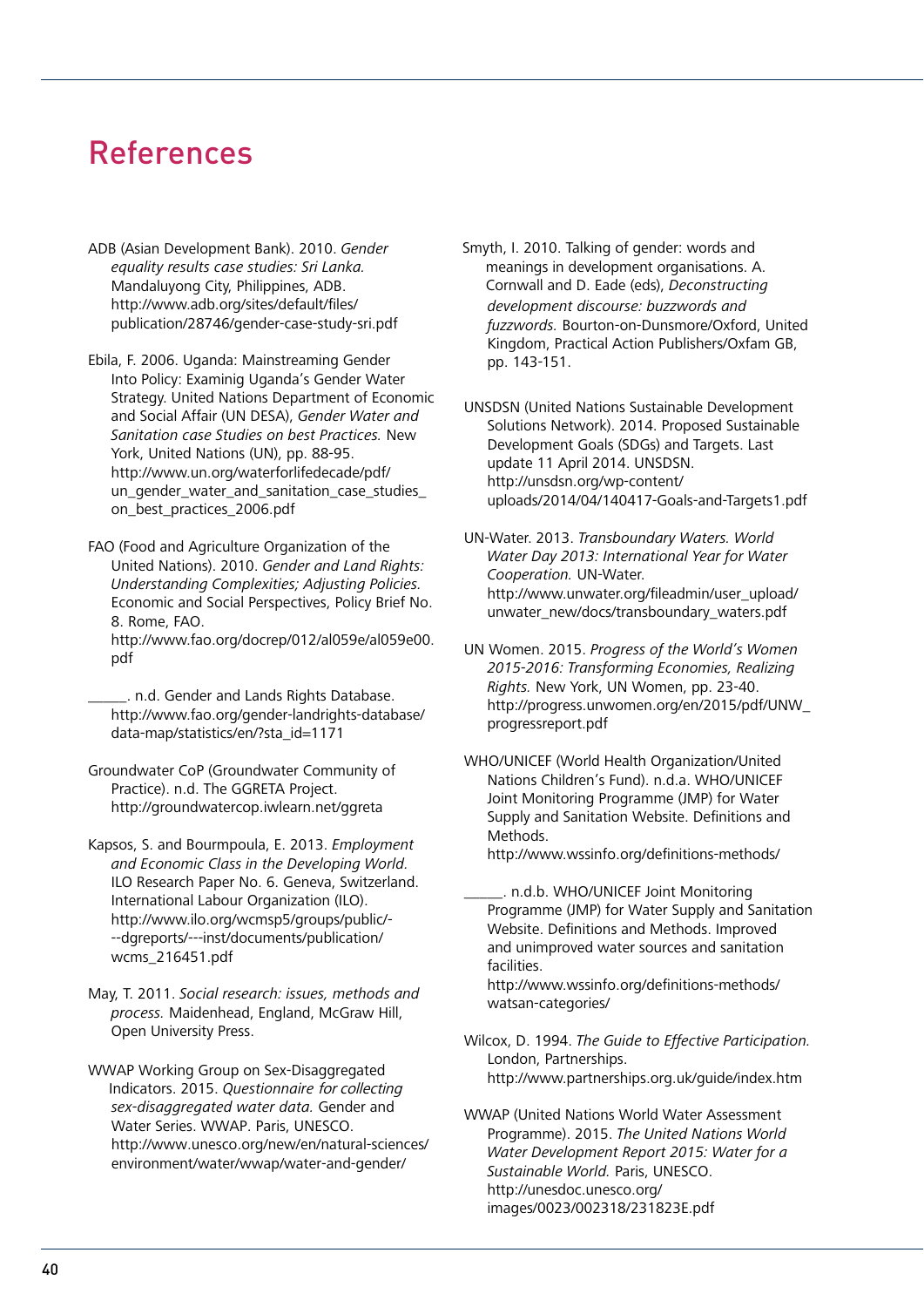# References

ADB (Asian Development Bank). 2010. *Gender equality results case studies: Sri Lanka.* Mandaluyong City, Philippines, ADB. http://www.adb.org/sites/default/files/publication/28746/gender-case-study-sri.pdf

Ebila, F. 2006. Uganda: Mainstreaming Gender Into Policy: Examinig Uganda's Gender Water Strategy. United Nations Department of Economic and Social Affair (UN DESA), *Gender Water and Sanitation case Studies on best Practices.* New York, United Nations (UN), pp. 88-95. http://www.un.org/waterforlifedecade/pdf/un_gender_water_and_sanitation_case_studies_on_best_practices_2006.pdf

FAO (Food and Agriculture Organization of the United Nations). 2010. *Gender and Land Rights: Understanding Complexities; Adjusting Policies.* Economic and Social Perspectives, Policy Brief No. 8. Rome, FAO. http://www.fao.org/docrep/012/al059e/al059e00.pdf

_____. n.d. Gender and Lands Rights Database. http://www.fao.org/gender-landrights-database/data-map/statistics/en/?sta_id=1171

Groundwater CoP (Groundwater Community of Practice). n.d. The GGRETA Project. http://groundwatercop.iwlearn.net/ggreta

Kapsos, S. and Bourmpoula, E. 2013. *Employment and Economic Class in the Developing World.* ILO Research Paper No. 6. Geneva, Switzerland. International Labour Organization (ILO). http://www.ilo.org/wcmsp5/groups/public/---dgreports/---inst/documents/publication/wcms_216451.pdf

May, T. 2011. *Social research: issues, methods and process.* Maidenhead, England, McGraw Hill, Open University Press.

WWAP Working Group on Sex-Disaggregated Indicators. 2015. *Questionnaire for collecting sex-disaggregated water data.* Gender and Water Series. WWAP. Paris, UNESCO. http://www.unesco.org/new/en/natural-sciences/environment/water/wwap/water-and-gender/

Smyth, I. 2010. Talking of gender: words and meanings in development organisations. A. Cornwall and D. Eade (eds), *Deconstructing development discourse: buzzwords and fuzzwords.* Bourton-on-Dunsmore/Oxford, United Kingdom, Practical Action Publishers/Oxfam GB, pp. 143-151.

UNSDSN (United Nations Sustainable Development Solutions Network). 2014. Proposed Sustainable Development Goals (SDGs) and Targets. Last update 11 April 2014. UNSDSN. http://unsdsn.org/wp-content/uploads/2014/04/140417-Goals-and-Targets1.pdf

UN-Water. 2013. *Transboundary Waters. World Water Day 2013: International Year for Water Cooperation.* UN-Water. http://www.unwater.org/fileadmin/user_upload/unwater_new/docs/transboundary_waters.pdf

UN Women. 2015. *Progress of the World's Women 2015-2016: Transforming Economies, Realizing Rights.* New York, UN Women, pp. 23-40. http://progress.unwomen.org/en/2015/pdf/UNW_progressreport.pdf

WHO/UNICEF (World Health Organization/United Nations Children's Fund). n.d.a. WHO/UNICEF Joint Monitoring Programme (JMP) for Water Supply and Sanitation Website. Definitions and Methods. http://www.wssinfo.org/definitions-methods/

_____. n.d.b. WHO/UNICEF Joint Monitoring Programme (JMP) for Water Supply and Sanitation Website. Definitions and Methods. Improved and unimproved water sources and sanitation facilities. http://www.wssinfo.org/definitions-methods/watsan-categories/

Wilcox, D. 1994. *The Guide to Effective Participation.* London, Partnerships. http://www.partnerships.org.uk/guide/index.htm

WWAP (United Nations World Water Assessment Programme). 2015. *The United Nations World Water Development Report 2015: Water for a Sustainable World.* Paris, UNESCO. http://unesdoc.unesco.org/images/0023/002318/231823E.pdf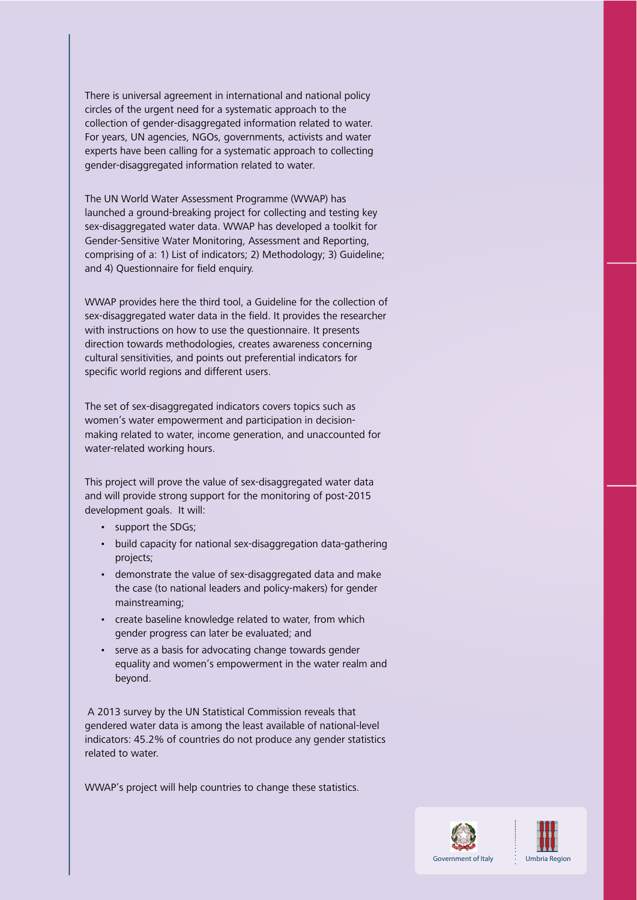There is universal agreement in international and national policy circles of the urgent need for a systematic approach to the collection of gender-disaggregated information related to water. For years, UN agencies, NGOs, governments, activists and water experts have been calling for a systematic approach to collecting gender-disaggregated information related to water.

The UN World Water Assessment Programme (WWAP) has launched a ground-breaking project for collecting and testing key sex-disaggregated water data. WWAP has developed a toolkit for Gender-Sensitive Water Monitoring, Assessment and Reporting, comprising of a: 1) List of indicators; 2) Methodology; 3) Guideline; and 4) Questionnaire for field enquiry.

WWAP provides here the third tool, a Guideline for the collection of sex-disaggregated water data in the field. It provides the researcher with instructions on how to use the questionnaire. It presents direction towards methodologies, creates awareness concerning cultural sensitivities, and points out preferential indicators for specific world regions and different users.

The set of sex-disaggregated indicators covers topics such as women's water empowerment and participation in decision-making related to water, income generation, and unaccounted for water-related working hours.

This project will prove the value of sex-disaggregated water data and will provide strong support for the monitoring of post-2015 development goals. It will:

- support the SDGs;
- build capacity for national sex-disaggregation data-gathering projects;
- demonstrate the value of sex-disaggregated data and make the case (to national leaders and policy-makers) for gender mainstreaming;
- create baseline knowledge related to water, from which gender progress can later be evaluated; and
- serve as a basis for advocating change towards gender equality and women's empowerment in the water realm and beyond.

A 2013 survey by the UN Statistical Commission reveals that gendered water data is among the least available of national-level indicators: 45.2% of countries do not produce any gender statistics related to water.

WWAP's project will help countries to change these statistics.

Government of Italy

Umbria Region